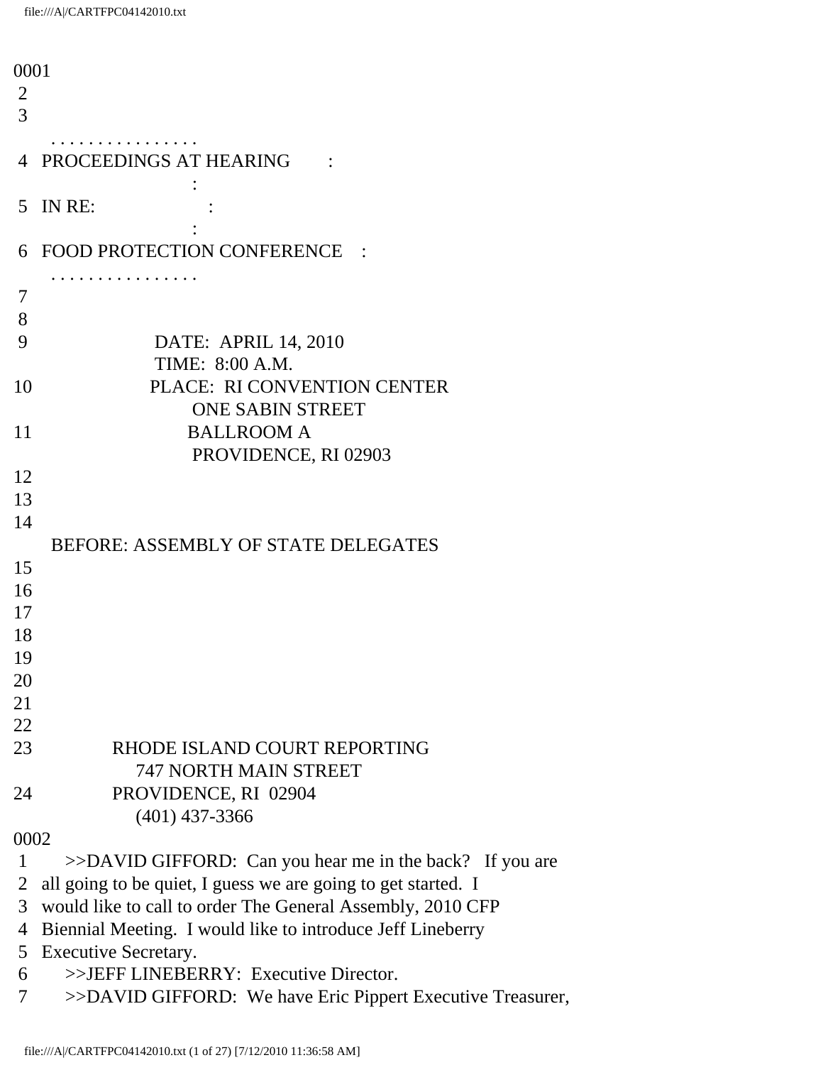0001
2
3

. . . . . . . . . . . . . . . .

4 PROCEEDINGS AT HEARING :
:
5 IN RE: :
:
6 FOOD PROTECTION CONFERENCE :

. . . . . . . . . . . . . . . .

7
8
9 DATE: APRIL 14, 2010
TIME: 8:00 A.M.
10 PLACE: RI CONVENTION CENTER
ONE SABIN STREET
11 BALLROOM A
PROVIDENCE, RI 02903
12
13
14
BEFORE: ASSEMBLY OF STATE DELEGATES
15
16
17
18
19
20
21
22
23 RHODE ISLAND COURT REPORTING
747 NORTH MAIN STREET
24 PROVIDENCE, RI 02904
(401) 437-3366

0002

1 >>DAVID GIFFORD: Can you hear me in the back? If you are
2 all going to be quiet, I guess we are going to get started. I
3 would like to call to order The General Assembly, 2010 CFP
4 Biennial Meeting. I would like to introduce Jeff Lineberry
5 Executive Secretary.
6 >>JEFF LINEBERRY: Executive Director.
7 >>DAVID GIFFORD: We have Eric Pippert Executive Treasurer,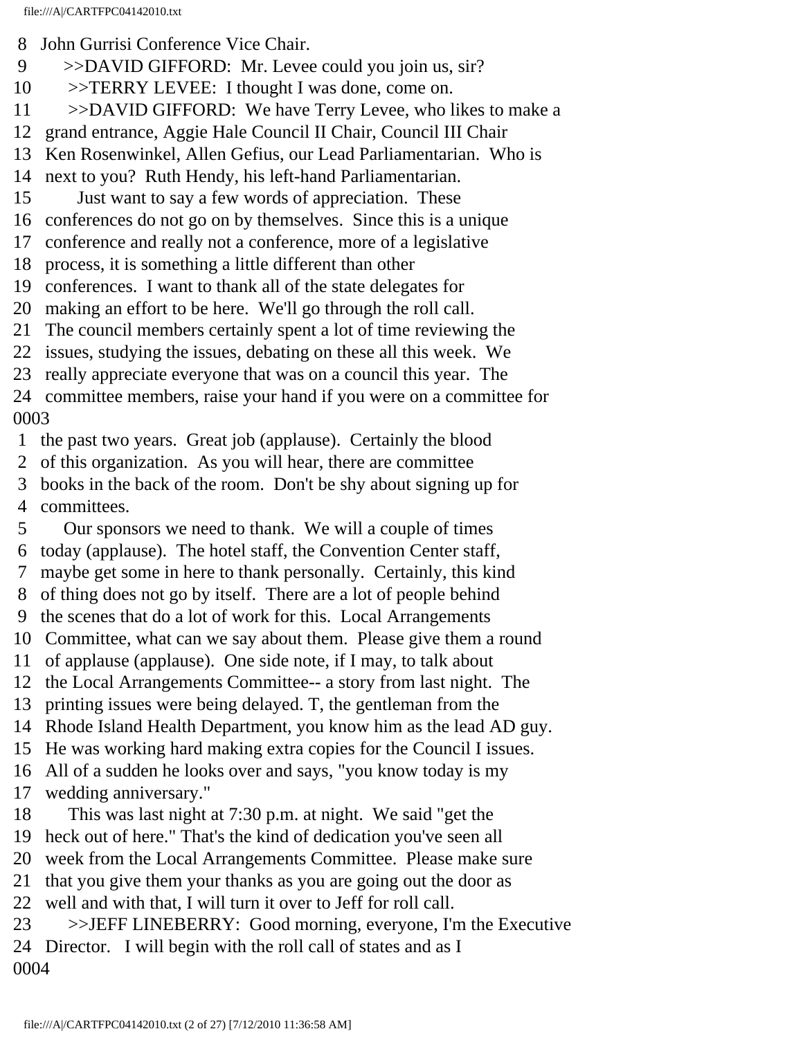8 John Gurrisi Conference Vice Chair.
9 >>DAVID GIFFORD: Mr. Levee could you join us, sir?
10 >>TERRY LEVEE: I thought I was done, come on.
11 >>DAVID GIFFORD: We have Terry Levee, who likes to make a
12 grand entrance, Aggie Hale Council II Chair, Council III Chair
13 Ken Rosenwinkel, Allen Gefius, our Lead Parliamentarian. Who is
14 next to you? Ruth Hendy, his left-hand Parliamentarian.
15 Just want to say a few words of appreciation. These
16 conferences do not go on by themselves. Since this is a unique
17 conference and really not a conference, more of a legislative
18 process, it is something a little different than other
19 conferences. I want to thank all of the state delegates for
20 making an effort to be here. We'll go through the roll call.
21 The council members certainly spent a lot of time reviewing the
22 issues, studying the issues, debating on these all this week. We
23 really appreciate everyone that was on a council this year. The
24 committee members, raise your hand if you were on a committee for
0003
1 the past two years. Great job (applause). Certainly the blood
2 of this organization. As you will hear, there are committee
3 books in the back of the room. Don't be shy about signing up for
4 committees.
5 Our sponsors we need to thank. We will a couple of times
6 today (applause). The hotel staff, the Convention Center staff,
7 maybe get some in here to thank personally. Certainly, this kind
8 of thing does not go by itself. There are a lot of people behind
9 the scenes that do a lot of work for this. Local Arrangements
10 Committee, what can we say about them. Please give them a round
11 of applause (applause). One side note, if I may, to talk about
12 the Local Arrangements Committee-- a story from last night. The
13 printing issues were being delayed. T, the gentleman from the
14 Rhode Island Health Department, you know him as the lead AD guy.
15 He was working hard making extra copies for the Council I issues.
16 All of a sudden he looks over and says, "you know today is my
17 wedding anniversary."
18 This was last night at 7:30 p.m. at night. We said "get the
19 heck out of here." That's the kind of dedication you've seen all
20 week from the Local Arrangements Committee. Please make sure
21 that you give them your thanks as you are going out the door as
22 well and with that, I will turn it over to Jeff for roll call.
23 >>JEFF LINEBERRY: Good morning, everyone, I'm the Executive
24 Director. I will begin with the roll call of states and as I
0004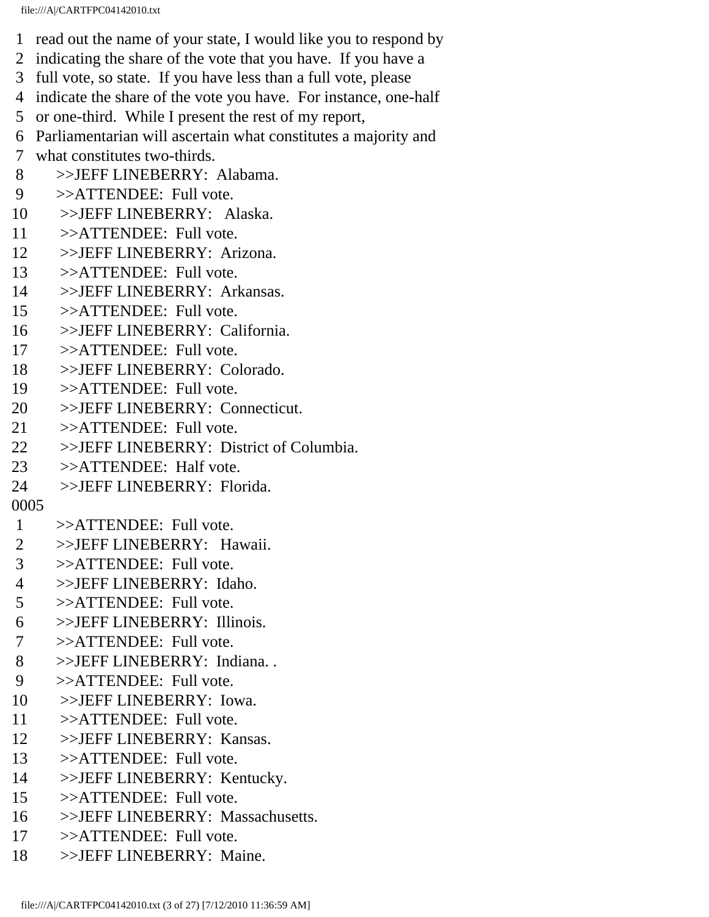1 read out the name of your state, I would like you to respond by
2 indicating the share of the vote that you have. If you have a
3 full vote, so state. If you have less than a full vote, please
4 indicate the share of the vote you have. For instance, one-half
5 or one-third. While I present the rest of my report,
6 Parliamentarian will ascertain what constitutes a majority and
7 what constitutes two-thirds.
8 >>JEFF LINEBERRY: Alabama.
9 >>ATTENDEE: Full vote.
10 >>JEFF LINEBERRY: Alaska.
11 >>ATTENDEE: Full vote.
12 >>JEFF LINEBERRY: Arizona.
13 >>ATTENDEE: Full vote.
14 >>JEFF LINEBERRY: Arkansas.
15 >>ATTENDEE: Full vote.
16 >>JEFF LINEBERRY: California.
17 >>ATTENDEE: Full vote.
18 >>JEFF LINEBERRY: Colorado.
19 >>ATTENDEE: Full vote.
20 >>JEFF LINEBERRY: Connecticut.
21 >>ATTENDEE: Full vote.
22 >>JEFF LINEBERRY: District of Columbia.
23 >>ATTENDEE: Half vote.
24 >>JEFF LINEBERRY: Florida.
0005
1 >>ATTENDEE: Full vote.
2 >>JEFF LINEBERRY: Hawaii.
3 >>ATTENDEE: Full vote.
4 >>JEFF LINEBERRY: Idaho.
5 >>ATTENDEE: Full vote.
6 >>JEFF LINEBERRY: Illinois.
7 >>ATTENDEE: Full vote.
8 >>JEFF LINEBERRY: Indiana. .
9 >>ATTENDEE: Full vote.
10 >>JEFF LINEBERRY: Iowa.
11 >>ATTENDEE: Full vote.
12 >>JEFF LINEBERRY: Kansas.
13 >>ATTENDEE: Full vote.
14 >>JEFF LINEBERRY: Kentucky.
15 >>ATTENDEE: Full vote.
16 >>JEFF LINEBERRY: Massachusetts.
17 >>ATTENDEE: Full vote.
18 >>JEFF LINEBERRY: Maine.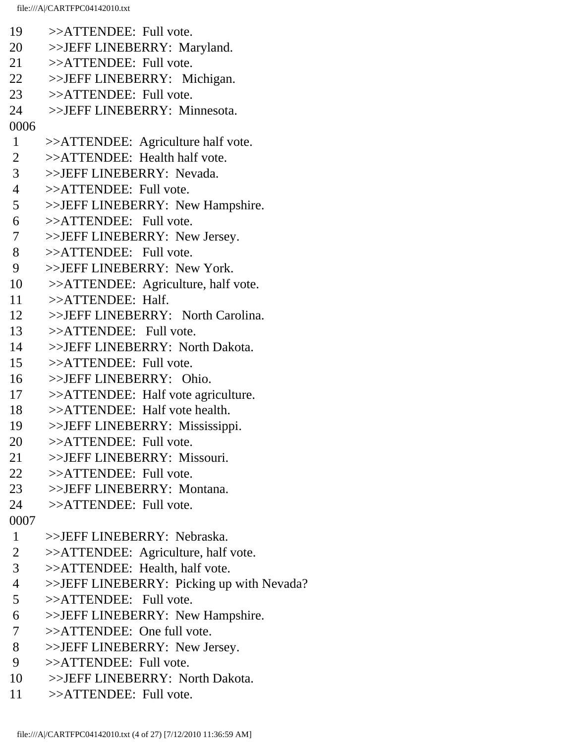19 >>ATTENDEE: Full vote.
20 >>JEFF LINEBERRY: Maryland.
21 >>ATTENDEE: Full vote.
22 >>JEFF LINEBERRY: Michigan.
23 >>ATTENDEE: Full vote.
24 >>JEFF LINEBERRY: Minnesota.

0006

1 >>ATTENDEE: Agriculture half vote.
2 >>ATTENDEE: Health half vote.
3 >>JEFF LINEBERRY: Nevada.
4 >>ATTENDEE: Full vote.
5 >>JEFF LINEBERRY: New Hampshire.
6 >>ATTENDEE: Full vote.
7 >>JEFF LINEBERRY: New Jersey.
8 >>ATTENDEE: Full vote.
9 >>JEFF LINEBERRY: New York.
10 >>ATTENDEE: Agriculture, half vote.
11 >>ATTENDEE: Half.
12 >>JEFF LINEBERRY: North Carolina.
13 >>ATTENDEE: Full vote.
14 >>JEFF LINEBERRY: North Dakota.
15 >>ATTENDEE: Full vote.
16 >>JEFF LINEBERRY: Ohio.
17 >>ATTENDEE: Half vote agriculture.
18 >>ATTENDEE: Half vote health.
19 >>JEFF LINEBERRY: Mississippi.
20 >>ATTENDEE: Full vote.
21 >>JEFF LINEBERRY: Missouri.
22 >>ATTENDEE: Full vote.
23 >>JEFF LINEBERRY: Montana.
24 >>ATTENDEE: Full vote.

0007

1 >>JEFF LINEBERRY: Nebraska.
2 >>ATTENDEE: Agriculture, half vote.
3 >>ATTENDEE: Health, half vote.
4 >>JEFF LINEBERRY: Picking up with Nevada?
5 >>ATTENDEE: Full vote.
6 >>JEFF LINEBERRY: New Hampshire.
7 >>ATTENDEE: One full vote.
8 >>JEFF LINEBERRY: New Jersey.
9 >>ATTENDEE: Full vote.
10 >>JEFF LINEBERRY: North Dakota.
11 >>ATTENDEE: Full vote.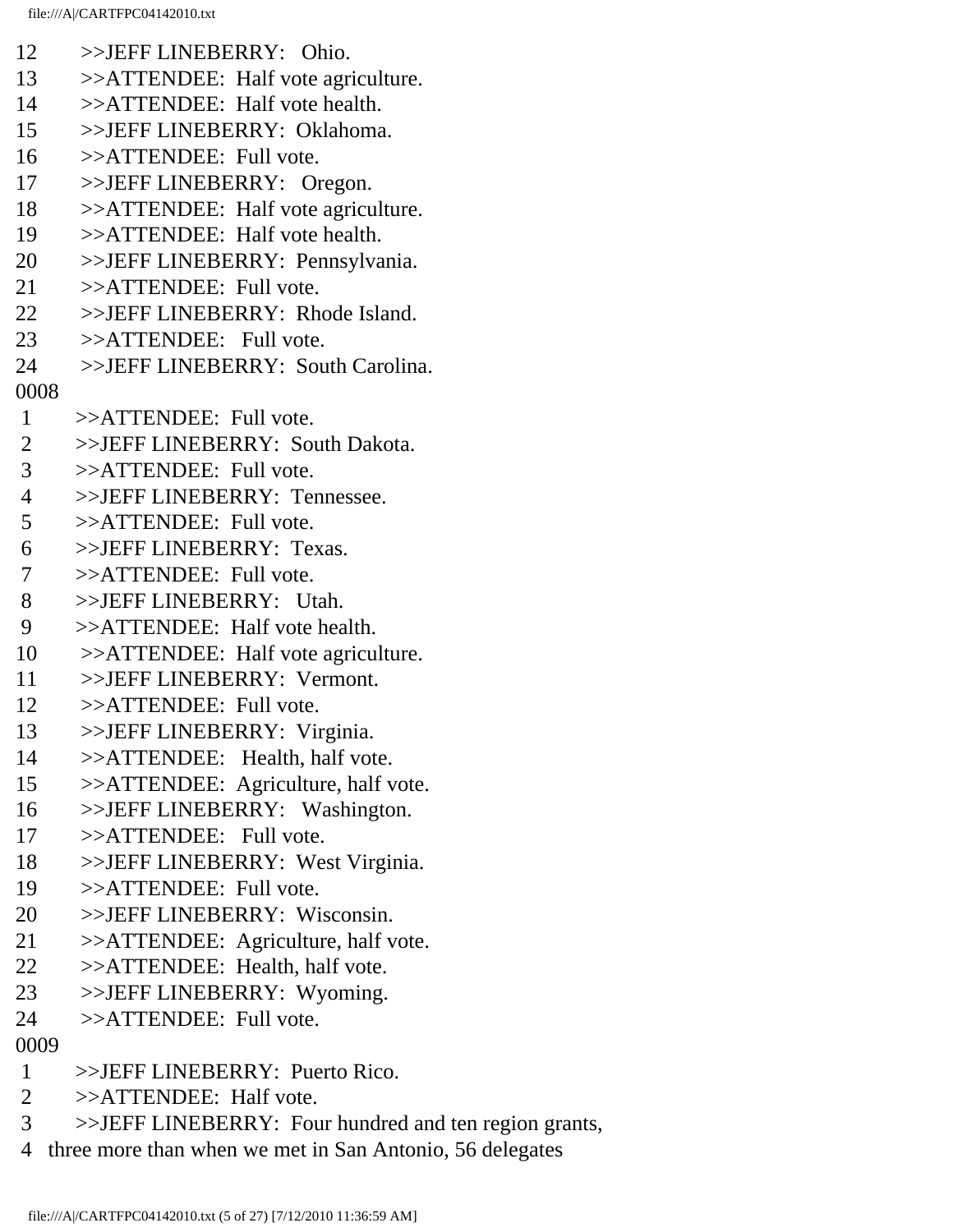12 >>JEFF LINEBERRY: Ohio.
13 >>ATTENDEE: Half vote agriculture.
14 >>ATTENDEE: Half vote health.
15 >>JEFF LINEBERRY: Oklahoma.
16 >>ATTENDEE: Full vote.
17 >>JEFF LINEBERRY: Oregon.
18 >>ATTENDEE: Half vote agriculture.
19 >>ATTENDEE: Half vote health.
20 >>JEFF LINEBERRY: Pennsylvania.
21 >>ATTENDEE: Full vote.
22 >>JEFF LINEBERRY: Rhode Island.
23 >>ATTENDEE: Full vote.
24 >>JEFF LINEBERRY: South Carolina.
0008
1 >>ATTENDEE: Full vote.
2 >>JEFF LINEBERRY: South Dakota.
3 >>ATTENDEE: Full vote.
4 >>JEFF LINEBERRY: Tennessee.
5 >>ATTENDEE: Full vote.
6 >>JEFF LINEBERRY: Texas.
7 >>ATTENDEE: Full vote.
8 >>JEFF LINEBERRY: Utah.
9 >>ATTENDEE: Half vote health.
10 >>ATTENDEE: Half vote agriculture.
11 >>JEFF LINEBERRY: Vermont.
12 >>ATTENDEE: Full vote.
13 >>JEFF LINEBERRY: Virginia.
14 >>ATTENDEE: Health, half vote.
15 >>ATTENDEE: Agriculture, half vote.
16 >>JEFF LINEBERRY: Washington.
17 >>ATTENDEE: Full vote.
18 >>JEFF LINEBERRY: West Virginia.
19 >>ATTENDEE: Full vote.
20 >>JEFF LINEBERRY: Wisconsin.
21 >>ATTENDEE: Agriculture, half vote.
22 >>ATTENDEE: Health, half vote.
23 >>JEFF LINEBERRY: Wyoming.
24 >>ATTENDEE: Full vote.
0009
1 >>JEFF LINEBERRY: Puerto Rico.
2 >>ATTENDEE: Half vote.
3 >>JEFF LINEBERRY: Four hundred and ten region grants,
4 three more than when we met in San Antonio, 56 delegates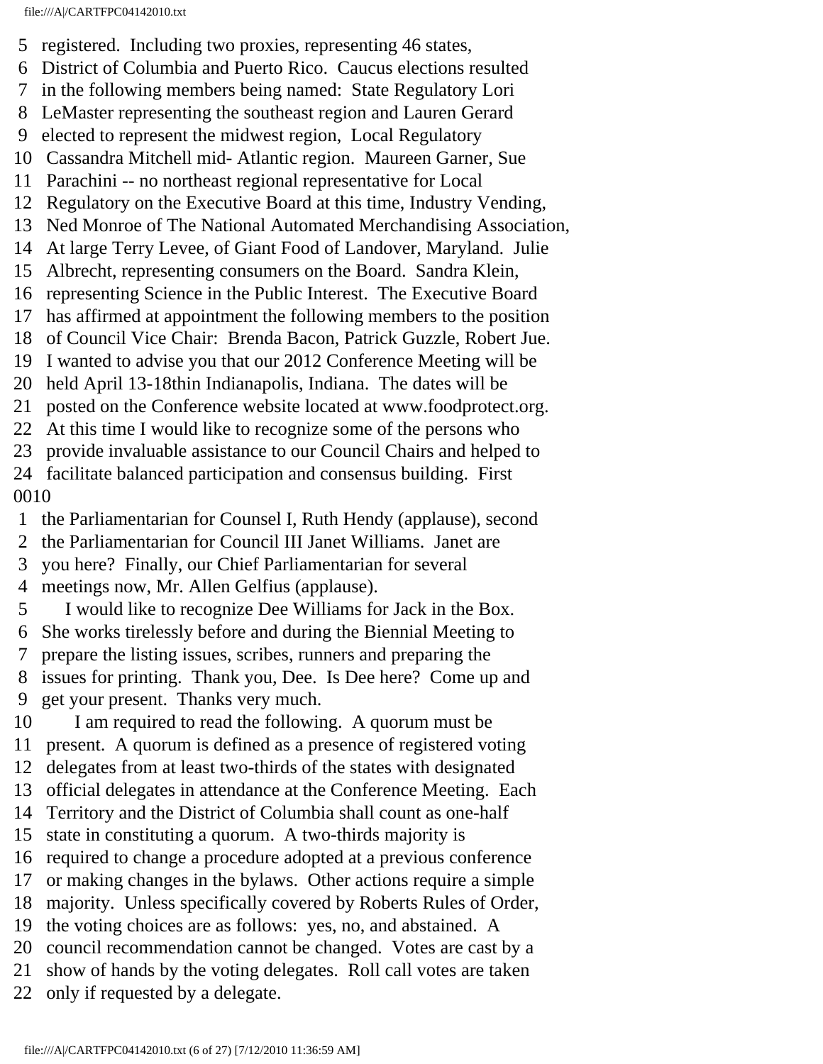5 registered. Including two proxies, representing 46 states,
6 District of Columbia and Puerto Rico. Caucus elections resulted
7 in the following members being named: State Regulatory Lori
8 LeMaster representing the southeast region and Lauren Gerard
9 elected to represent the midwest region, Local Regulatory
10 Cassandra Mitchell mid- Atlantic region. Maureen Garner, Sue
11 Parachini -- no northeast regional representative for Local
12 Regulatory on the Executive Board at this time, Industry Vending,
13 Ned Monroe of The National Automated Merchandising Association,
14 At large Terry Levee, of Giant Food of Landover, Maryland. Julie
15 Albrecht, representing consumers on the Board. Sandra Klein,
16 representing Science in the Public Interest. The Executive Board
17 has affirmed at appointment the following members to the position
18 of Council Vice Chair: Brenda Bacon, Patrick Guzzle, Robert Jue.
19 I wanted to advise you that our 2012 Conference Meeting will be
20 held April 13-18thin Indianapolis, Indiana. The dates will be
21 posted on the Conference website located at www.foodprotect.org.
22 At this time I would like to recognize some of the persons who
23 provide invaluable assistance to our Council Chairs and helped to
24 facilitate balanced participation and consensus building. First
0010
1 the Parliamentarian for Counsel I, Ruth Hendy (applause), second
2 the Parliamentarian for Council III Janet Williams. Janet are
3 you here? Finally, our Chief Parliamentarian for several
4 meetings now, Mr. Allen Gelfius (applause).
5 I would like to recognize Dee Williams for Jack in the Box.
6 She works tirelessly before and during the Biennial Meeting to
7 prepare the listing issues, scribes, runners and preparing the
8 issues for printing. Thank you, Dee. Is Dee here? Come up and
9 get your present. Thanks very much.
10 I am required to read the following. A quorum must be
11 present. A quorum is defined as a presence of registered voting
12 delegates from at least two-thirds of the states with designated
13 official delegates in attendance at the Conference Meeting. Each
14 Territory and the District of Columbia shall count as one-half
15 state in constituting a quorum. A two-thirds majority is
16 required to change a procedure adopted at a previous conference
17 or making changes in the bylaws. Other actions require a simple
18 majority. Unless specifically covered by Roberts Rules of Order,
19 the voting choices are as follows: yes, no, and abstained. A
20 council recommendation cannot be changed. Votes are cast by a
21 show of hands by the voting delegates. Roll call votes are taken
22 only if requested by a delegate.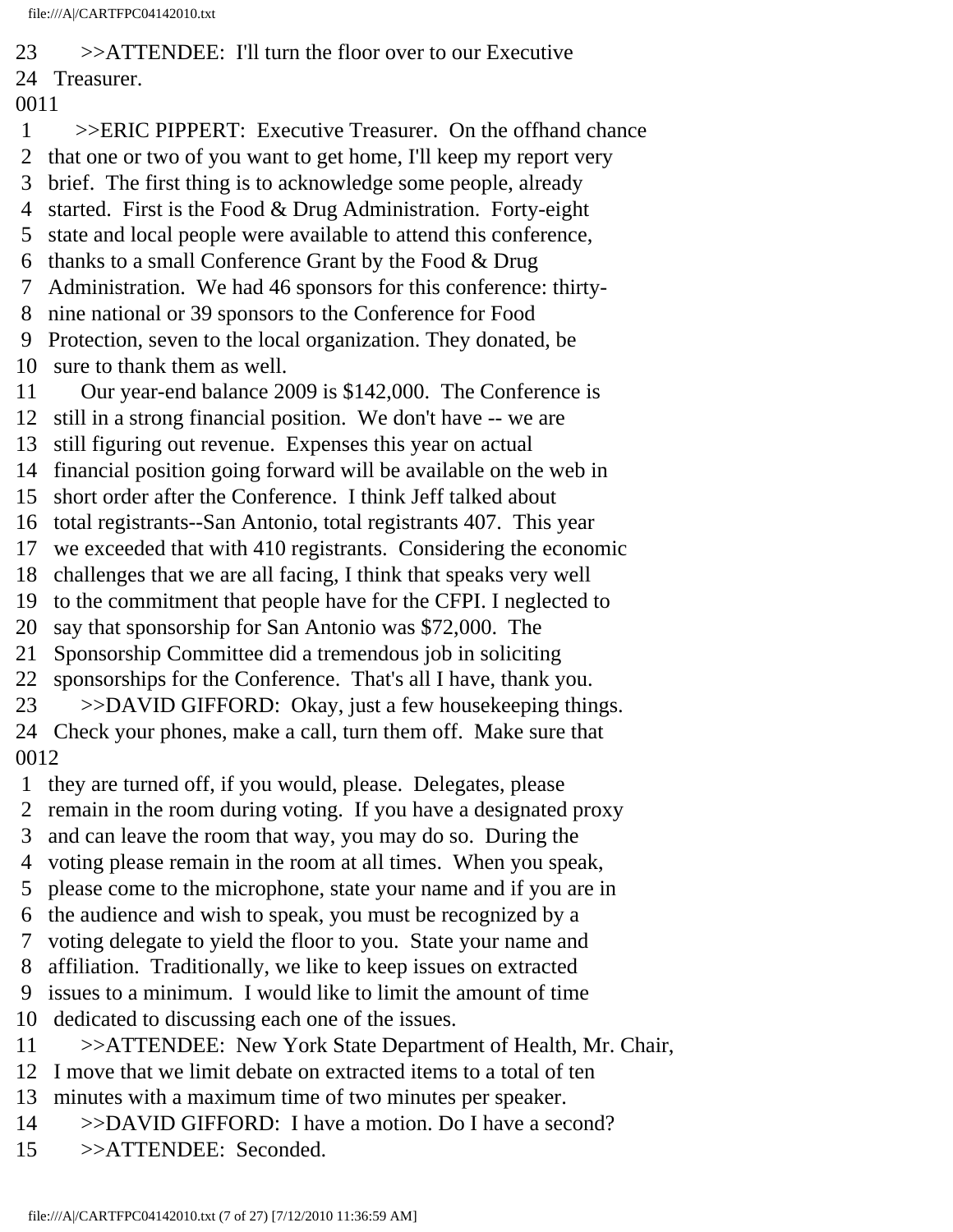23 >>ATTENDEE: I'll turn the floor over to our Executive
24 Treasurer.
0011
1 >>ERIC PIPPERT: Executive Treasurer. On the offhand chance
2 that one or two of you want to get home, I'll keep my report very
3 brief. The first thing is to acknowledge some people, already
4 started. First is the Food & Drug Administration. Forty-eight
5 state and local people were available to attend this conference,
6 thanks to a small Conference Grant by the Food & Drug
7 Administration. We had 46 sponsors for this conference: thirty-
8 nine national or 39 sponsors to the Conference for Food
9 Protection, seven to the local organization. They donated, be
10 sure to thank them as well.
11 Our year-end balance 2009 is $142,000. The Conference is
12 still in a strong financial position. We don't have -- we are
13 still figuring out revenue. Expenses this year on actual
14 financial position going forward will be available on the web in
15 short order after the Conference. I think Jeff talked about
16 total registrants--San Antonio, total registrants 407. This year
17 we exceeded that with 410 registrants. Considering the economic
18 challenges that we are all facing, I think that speaks very well
19 to the commitment that people have for the CFPI. I neglected to
20 say that sponsorship for San Antonio was $72,000. The
21 Sponsorship Committee did a tremendous job in soliciting
22 sponsorships for the Conference. That's all I have, thank you.
23 >>DAVID GIFFORD: Okay, just a few housekeeping things.
24 Check your phones, make a call, turn them off. Make sure that
0012
1 they are turned off, if you would, please. Delegates, please
2 remain in the room during voting. If you have a designated proxy
3 and can leave the room that way, you may do so. During the
4 voting please remain in the room at all times. When you speak,
5 please come to the microphone, state your name and if you are in
6 the audience and wish to speak, you must be recognized by a
7 voting delegate to yield the floor to you. State your name and
8 affiliation. Traditionally, we like to keep issues on extracted
9 issues to a minimum. I would like to limit the amount of time
10 dedicated to discussing each one of the issues.
11 >>ATTENDEE: New York State Department of Health, Mr. Chair,
12 I move that we limit debate on extracted items to a total of ten
13 minutes with a maximum time of two minutes per speaker.
14 >>DAVID GIFFORD: I have a motion. Do I have a second?
15 >>ATTENDEE: Seconded.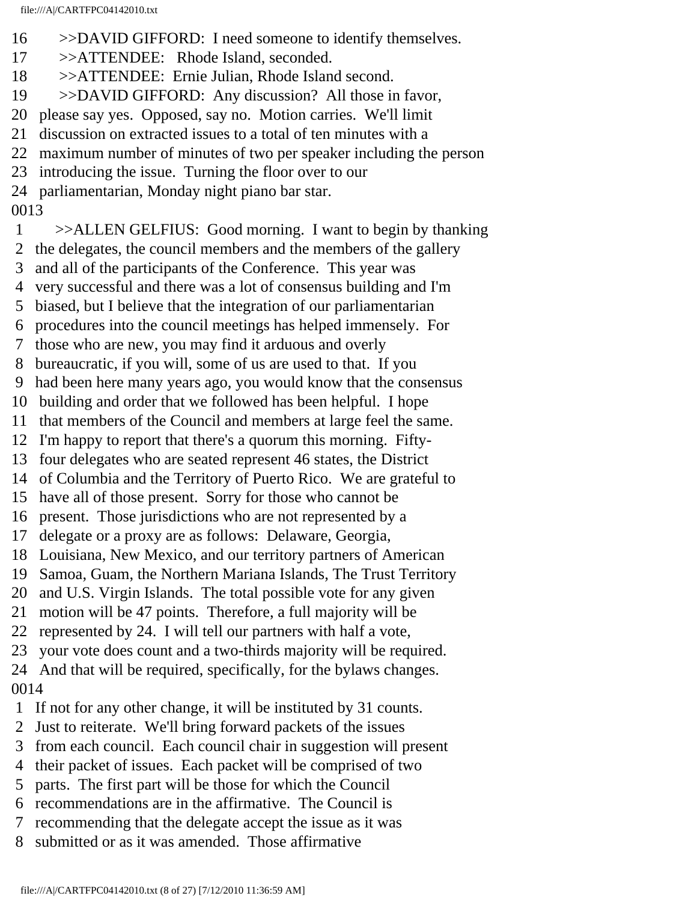16 >>DAVID GIFFORD: I need someone to identify themselves.
17 >>ATTENDEE: Rhode Island, seconded.
18 >>ATTENDEE: Ernie Julian, Rhode Island second.
19 >>DAVID GIFFORD: Any discussion? All those in favor,
20 please say yes. Opposed, say no. Motion carries. We'll limit
21 discussion on extracted issues to a total of ten minutes with a
22 maximum number of minutes of two per speaker including the person
23 introducing the issue. Turning the floor over to our
24 parliamentarian, Monday night piano bar star.
0013
1 >>ALLEN GELFIUS: Good morning. I want to begin by thanking
2 the delegates, the council members and the members of the gallery
3 and all of the participants of the Conference. This year was
4 very successful and there was a lot of consensus building and I'm
5 biased, but I believe that the integration of our parliamentarian
6 procedures into the council meetings has helped immensely. For
7 those who are new, you may find it arduous and overly
8 bureaucratic, if you will, some of us are used to that. If you
9 had been here many years ago, you would know that the consensus
10 building and order that we followed has been helpful. I hope
11 that members of the Council and members at large feel the same.
12 I'm happy to report that there's a quorum this morning. Fifty-
13 four delegates who are seated represent 46 states, the District
14 of Columbia and the Territory of Puerto Rico. We are grateful to
15 have all of those present. Sorry for those who cannot be
16 present. Those jurisdictions who are not represented by a
17 delegate or a proxy are as follows: Delaware, Georgia,
18 Louisiana, New Mexico, and our territory partners of American
19 Samoa, Guam, the Northern Mariana Islands, The Trust Territory
20 and U.S. Virgin Islands. The total possible vote for any given
21 motion will be 47 points. Therefore, a full majority will be
22 represented by 24. I will tell our partners with half a vote,
23 your vote does count and a two-thirds majority will be required.
24 And that will be required, specifically, for the bylaws changes.
0014
1 If not for any other change, it will be instituted by 31 counts.
2 Just to reiterate. We'll bring forward packets of the issues
3 from each council. Each council chair in suggestion will present
4 their packet of issues. Each packet will be comprised of two
5 parts. The first part will be those for which the Council
6 recommendations are in the affirmative. The Council is
7 recommending that the delegate accept the issue as it was
8 submitted or as it was amended. Those affirmative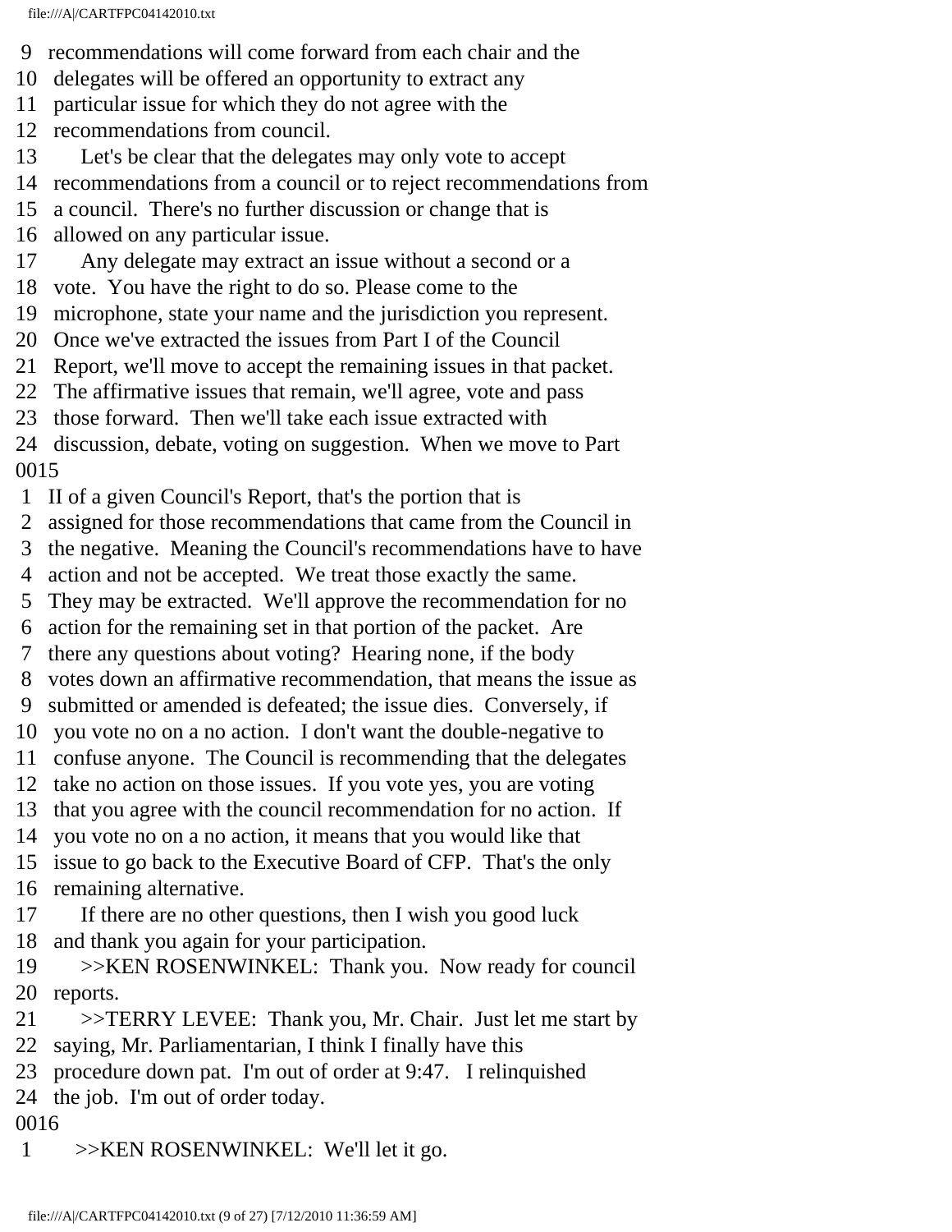9 recommendations will come forward from each chair and the
10 delegates will be offered an opportunity to extract any
11 particular issue for which they do not agree with the
12 recommendations from council.
13 Let's be clear that the delegates may only vote to accept
14 recommendations from a council or to reject recommendations from
15 a council. There's no further discussion or change that is
16 allowed on any particular issue.
17 Any delegate may extract an issue without a second or a
18 vote. You have the right to do so. Please come to the
19 microphone, state your name and the jurisdiction you represent.
20 Once we've extracted the issues from Part I of the Council
21 Report, we'll move to accept the remaining issues in that packet.
22 The affirmative issues that remain, we'll agree, vote and pass
23 those forward. Then we'll take each issue extracted with
24 discussion, debate, voting on suggestion. When we move to Part
0015
1 II of a given Council's Report, that's the portion that is
2 assigned for those recommendations that came from the Council in
3 the negative. Meaning the Council's recommendations have to have
4 action and not be accepted. We treat those exactly the same.
5 They may be extracted. We'll approve the recommendation for no
6 action for the remaining set in that portion of the packet. Are
7 there any questions about voting? Hearing none, if the body
8 votes down an affirmative recommendation, that means the issue as
9 submitted or amended is defeated; the issue dies. Conversely, if
10 you vote no on a no action. I don't want the double-negative to
11 confuse anyone. The Council is recommending that the delegates
12 take no action on those issues. If you vote yes, you are voting
13 that you agree with the council recommendation for no action. If
14 you vote no on a no action, it means that you would like that
15 issue to go back to the Executive Board of CFP. That's the only
16 remaining alternative.
17 If there are no other questions, then I wish you good luck
18 and thank you again for your participation.
19 >>KEN ROSENWINKEL: Thank you. Now ready for council
20 reports.
21 >>TERRY LEVEE: Thank you, Mr. Chair. Just let me start by
22 saying, Mr. Parliamentarian, I think I finally have this
23 procedure down pat. I'm out of order at 9:47. I relinquished
24 the job. I'm out of order today.
0016
1 >>KEN ROSENWINKEL: We'll let it go.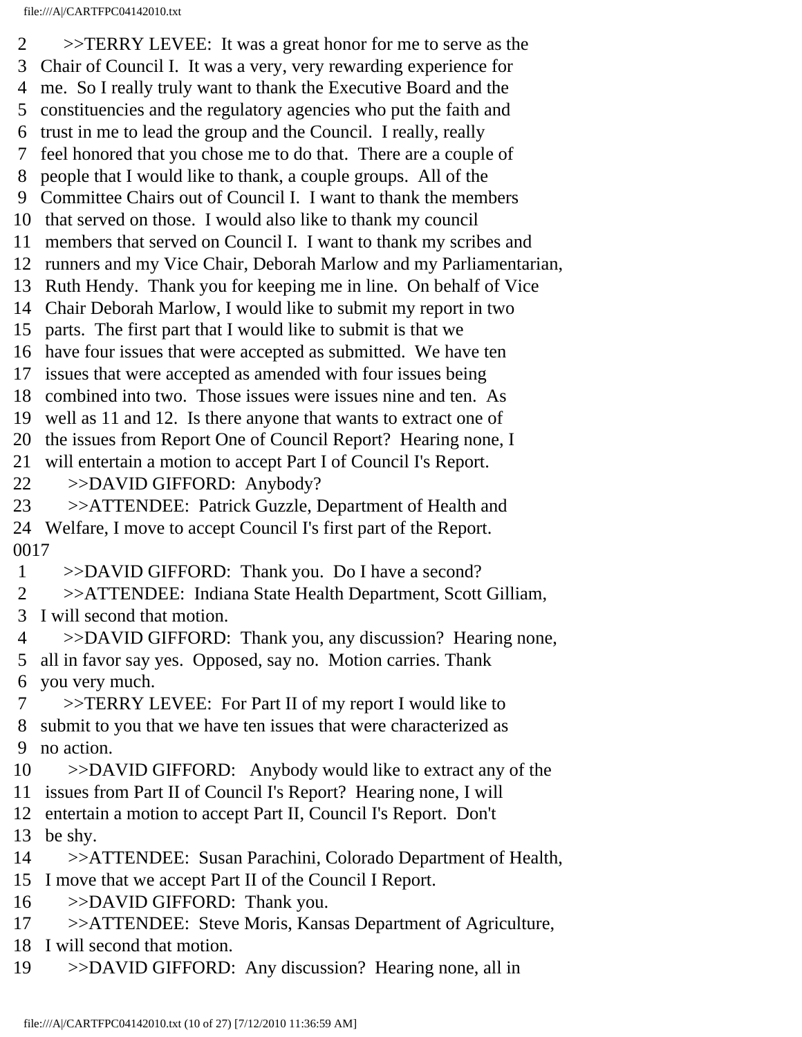2 >>TERRY LEVEE: It was a great honor for me to serve as the
3 Chair of Council I. It was a very, very rewarding experience for
4 me. So I really truly want to thank the Executive Board and the
5 constituencies and the regulatory agencies who put the faith and
6 trust in me to lead the group and the Council. I really, really
7 feel honored that you chose me to do that. There are a couple of
8 people that I would like to thank, a couple groups. All of the
9 Committee Chairs out of Council I. I want to thank the members
10 that served on those. I would also like to thank my council
11 members that served on Council I. I want to thank my scribes and
12 runners and my Vice Chair, Deborah Marlow and my Parliamentarian,
13 Ruth Hendy. Thank you for keeping me in line. On behalf of Vice
14 Chair Deborah Marlow, I would like to submit my report in two
15 parts. The first part that I would like to submit is that we
16 have four issues that were accepted as submitted. We have ten
17 issues that were accepted as amended with four issues being
18 combined into two. Those issues were issues nine and ten. As
19 well as 11 and 12. Is there anyone that wants to extract one of
20 the issues from Report One of Council Report? Hearing none, I
21 will entertain a motion to accept Part I of Council I's Report.
22 >>DAVID GIFFORD: Anybody?
23 >>ATTENDEE: Patrick Guzzle, Department of Health and
24 Welfare, I move to accept Council I's first part of the Report.
0017
1 >>DAVID GIFFORD: Thank you. Do I have a second?
2 >>ATTENDEE: Indiana State Health Department, Scott Gilliam,
3 I will second that motion.
4 >>DAVID GIFFORD: Thank you, any discussion? Hearing none,
5 all in favor say yes. Opposed, say no. Motion carries. Thank
6 you very much.
7 >>TERRY LEVEE: For Part II of my report I would like to
8 submit to you that we have ten issues that were characterized as
9 no action.
10 >>DAVID GIFFORD: Anybody would like to extract any of the
11 issues from Part II of Council I's Report? Hearing none, I will
12 entertain a motion to accept Part II, Council I's Report. Don't
13 be shy.
14 >>ATTENDEE: Susan Parachini, Colorado Department of Health,
15 I move that we accept Part II of the Council I Report.
16 >>DAVID GIFFORD: Thank you.
17 >>ATTENDEE: Steve Moris, Kansas Department of Agriculture,
18 I will second that motion.
19 >>DAVID GIFFORD: Any discussion? Hearing none, all in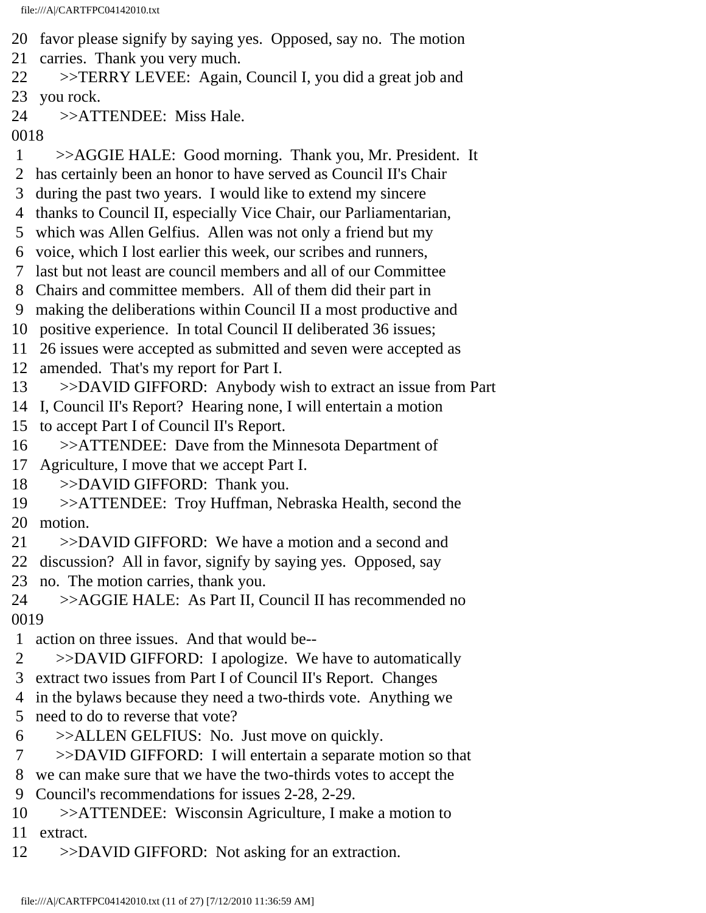20 favor please signify by saying yes. Opposed, say no. The motion
21 carries. Thank you very much.
22 >>TERRY LEVEE: Again, Council I, you did a great job and
23 you rock.
24 >>ATTENDEE: Miss Hale.
0018
1 >>AGGIE HALE: Good morning. Thank you, Mr. President. It
2 has certainly been an honor to have served as Council II's Chair
3 during the past two years. I would like to extend my sincere
4 thanks to Council II, especially Vice Chair, our Parliamentarian,
5 which was Allen Gelfius. Allen was not only a friend but my
6 voice, which I lost earlier this week, our scribes and runners,
7 last but not least are council members and all of our Committee
8 Chairs and committee members. All of them did their part in
9 making the deliberations within Council II a most productive and
10 positive experience. In total Council II deliberated 36 issues;
11 26 issues were accepted as submitted and seven were accepted as
12 amended. That's my report for Part I.
13 >>DAVID GIFFORD: Anybody wish to extract an issue from Part
14 I, Council II's Report? Hearing none, I will entertain a motion
15 to accept Part I of Council II's Report.
16 >>ATTENDEE: Dave from the Minnesota Department of
17 Agriculture, I move that we accept Part I.
18 >>DAVID GIFFORD: Thank you.
19 >>ATTENDEE: Troy Huffman, Nebraska Health, second the
20 motion.
21 >>DAVID GIFFORD: We have a motion and a second and
22 discussion? All in favor, signify by saying yes. Opposed, say
23 no. The motion carries, thank you.
24 >>AGGIE HALE: As Part II, Council II has recommended no
0019
1 action on three issues. And that would be--
2 >>DAVID GIFFORD: I apologize. We have to automatically
3 extract two issues from Part I of Council II's Report. Changes
4 in the bylaws because they need a two-thirds vote. Anything we
5 need to do to reverse that vote?
6 >>ALLEN GELFIUS: No. Just move on quickly.
7 >>DAVID GIFFORD: I will entertain a separate motion so that
8 we can make sure that we have the two-thirds votes to accept the
9 Council's recommendations for issues 2-28, 2-29.
10 >>ATTENDEE: Wisconsin Agriculture, I make a motion to
11 extract.
12 >>DAVID GIFFORD: Not asking for an extraction.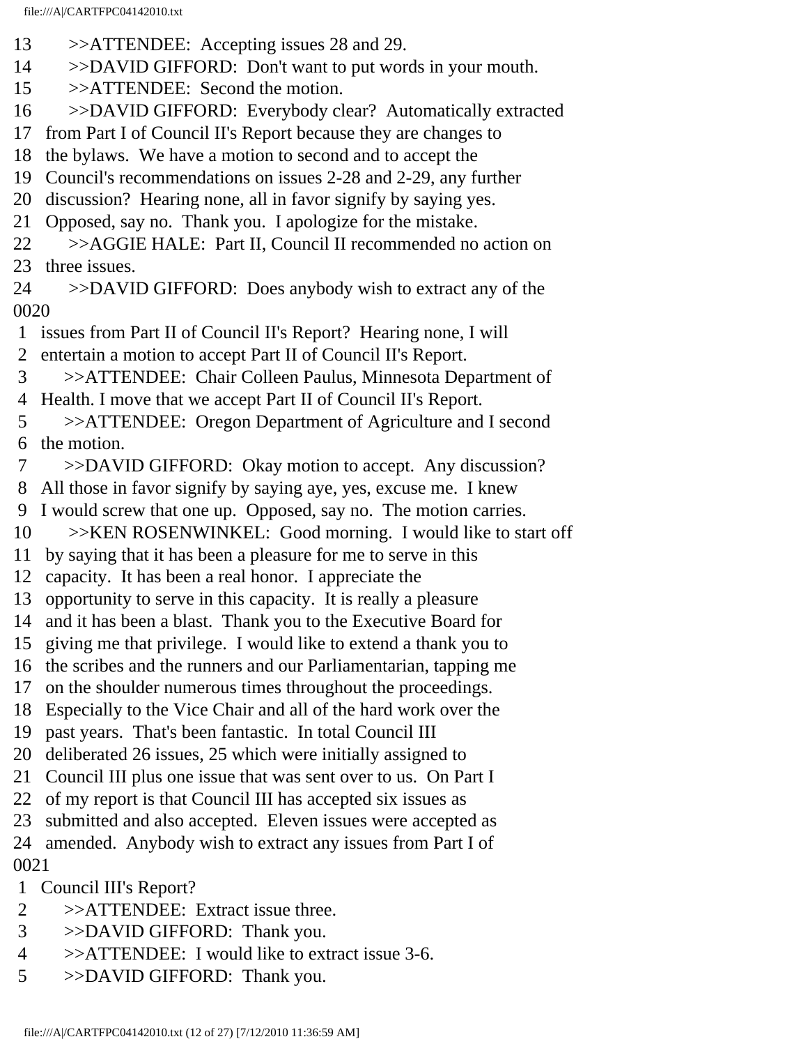13 >>ATTENDEE: Accepting issues 28 and 29.
14 >>DAVID GIFFORD: Don't want to put words in your mouth.
15 >>ATTENDEE: Second the motion.
16 >>DAVID GIFFORD: Everybody clear? Automatically extracted
17 from Part I of Council II's Report because they are changes to
18 the bylaws. We have a motion to second and to accept the
19 Council's recommendations on issues 2-28 and 2-29, any further
20 discussion? Hearing none, all in favor signify by saying yes.
21 Opposed, say no. Thank you. I apologize for the mistake.
22 >>AGGIE HALE: Part II, Council II recommended no action on
23 three issues.
24 >>DAVID GIFFORD: Does anybody wish to extract any of the
0020
1 issues from Part II of Council II's Report? Hearing none, I will
2 entertain a motion to accept Part II of Council II's Report.
3 >>ATTENDEE: Chair Colleen Paulus, Minnesota Department of
4 Health. I move that we accept Part II of Council II's Report.
5 >>ATTENDEE: Oregon Department of Agriculture and I second
6 the motion.
7 >>DAVID GIFFORD: Okay motion to accept. Any discussion?
8 All those in favor signify by saying aye, yes, excuse me. I knew
9 I would screw that one up. Opposed, say no. The motion carries.
10 >>KEN ROSENWINKEL: Good morning. I would like to start off
11 by saying that it has been a pleasure for me to serve in this
12 capacity. It has been a real honor. I appreciate the
13 opportunity to serve in this capacity. It is really a pleasure
14 and it has been a blast. Thank you to the Executive Board for
15 giving me that privilege. I would like to extend a thank you to
16 the scribes and the runners and our Parliamentarian, tapping me
17 on the shoulder numerous times throughout the proceedings.
18 Especially to the Vice Chair and all of the hard work over the
19 past years. That's been fantastic. In total Council III
20 deliberated 26 issues, 25 which were initially assigned to
21 Council III plus one issue that was sent over to us. On Part I
22 of my report is that Council III has accepted six issues as
23 submitted and also accepted. Eleven issues were accepted as
24 amended. Anybody wish to extract any issues from Part I of
0021
1 Council III's Report?
2 >>ATTENDEE: Extract issue three.
3 >>DAVID GIFFORD: Thank you.
4 >>ATTENDEE: I would like to extract issue 3-6.
5 >>DAVID GIFFORD: Thank you.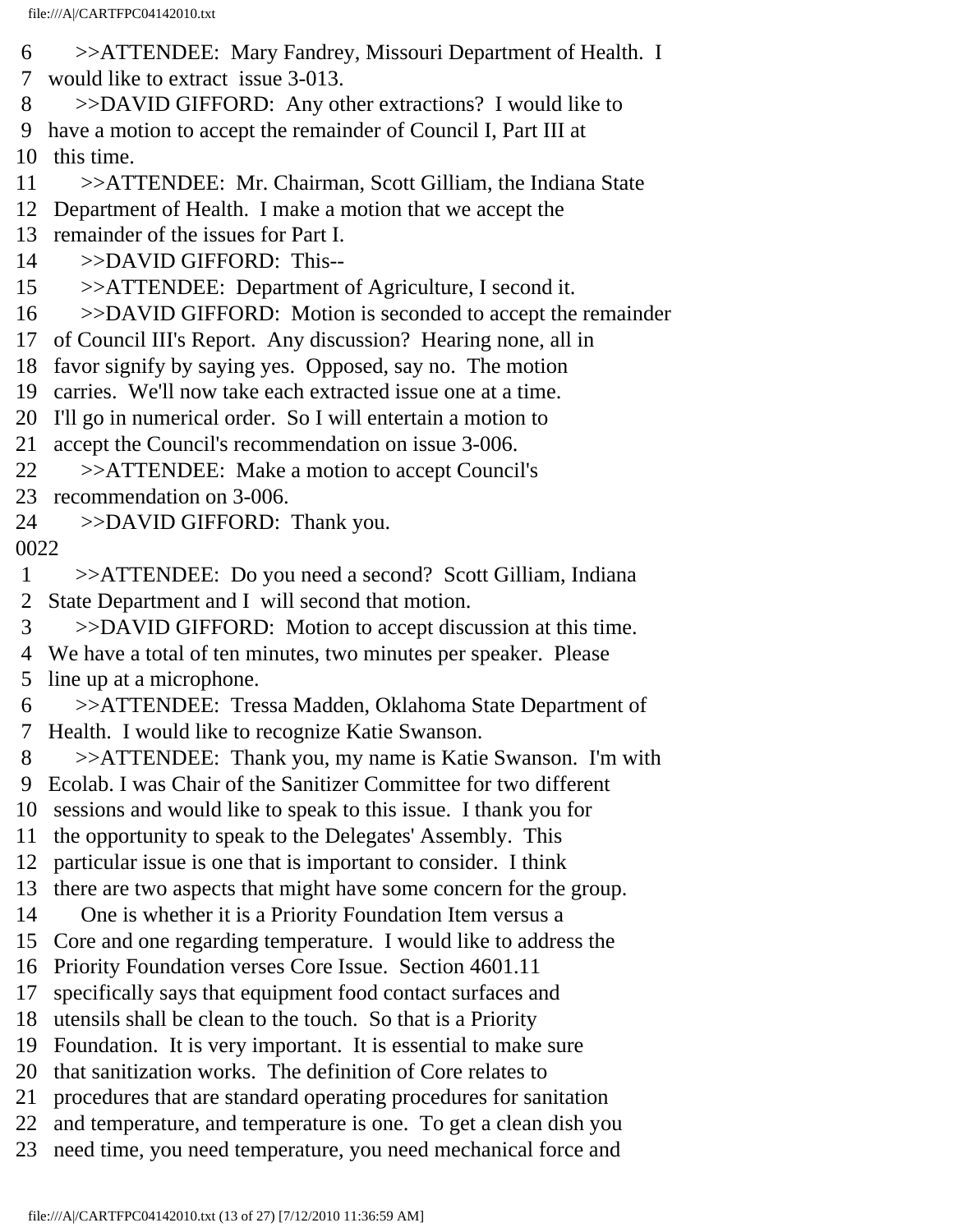6 >>ATTENDEE: Mary Fandrey, Missouri Department of Health. I
7 would like to extract issue 3-013.
8 >>DAVID GIFFORD: Any other extractions? I would like to
9 have a motion to accept the remainder of Council I, Part III at
10 this time.
11 >>ATTENDEE: Mr. Chairman, Scott Gilliam, the Indiana State
12 Department of Health. I make a motion that we accept the
13 remainder of the issues for Part I.
14 >>DAVID GIFFORD: This--
15 >>ATTENDEE: Department of Agriculture, I second it.
16 >>DAVID GIFFORD: Motion is seconded to accept the remainder
17 of Council III's Report. Any discussion? Hearing none, all in
18 favor signify by saying yes. Opposed, say no. The motion
19 carries. We'll now take each extracted issue one at a time.
20 I'll go in numerical order. So I will entertain a motion to
21 accept the Council's recommendation on issue 3-006.
22 >>ATTENDEE: Make a motion to accept Council's
23 recommendation on 3-006.
24 >>DAVID GIFFORD: Thank you.
0022
1 >>ATTENDEE: Do you need a second? Scott Gilliam, Indiana
2 State Department and I will second that motion.
3 >>DAVID GIFFORD: Motion to accept discussion at this time.
4 We have a total of ten minutes, two minutes per speaker. Please
5 line up at a microphone.
6 >>ATTENDEE: Tressa Madden, Oklahoma State Department of
7 Health. I would like to recognize Katie Swanson.
8 >>ATTENDEE: Thank you, my name is Katie Swanson. I'm with
9 Ecolab. I was Chair of the Sanitizer Committee for two different
10 sessions and would like to speak to this issue. I thank you for
11 the opportunity to speak to the Delegates' Assembly. This
12 particular issue is one that is important to consider. I think
13 there are two aspects that might have some concern for the group.
14 One is whether it is a Priority Foundation Item versus a
15 Core and one regarding temperature. I would like to address the
16 Priority Foundation verses Core Issue. Section 4601.11
17 specifically says that equipment food contact surfaces and
18 utensils shall be clean to the touch. So that is a Priority
19 Foundation. It is very important. It is essential to make sure
20 that sanitization works. The definition of Core relates to
21 procedures that are standard operating procedures for sanitation
22 and temperature, and temperature is one. To get a clean dish you
23 need time, you need temperature, you need mechanical force and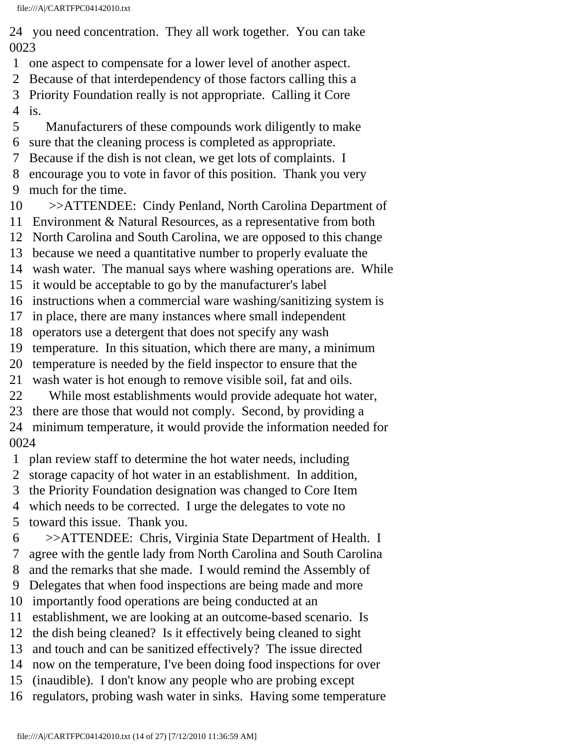24 you need concentration. They all work together. You can take
0023
1 one aspect to compensate for a lower level of another aspect.
2 Because of that interdependency of those factors calling this a
3 Priority Foundation really is not appropriate. Calling it Core
4 is.
5 Manufacturers of these compounds work diligently to make
6 sure that the cleaning process is completed as appropriate.
7 Because if the dish is not clean, we get lots of complaints. I
8 encourage you to vote in favor of this position. Thank you very
9 much for the time.
10 >>ATTENDEE: Cindy Penland, North Carolina Department of
11 Environment & Natural Resources, as a representative from both
12 North Carolina and South Carolina, we are opposed to this change
13 because we need a quantitative number to properly evaluate the
14 wash water. The manual says where washing operations are. While
15 it would be acceptable to go by the manufacturer's label
16 instructions when a commercial ware washing/sanitizing system is
17 in place, there are many instances where small independent
18 operators use a detergent that does not specify any wash
19 temperature. In this situation, which there are many, a minimum
20 temperature is needed by the field inspector to ensure that the
21 wash water is hot enough to remove visible soil, fat and oils.
22 While most establishments would provide adequate hot water,
23 there are those that would not comply. Second, by providing a
24 minimum temperature, it would provide the information needed for
0024
1 plan review staff to determine the hot water needs, including
2 storage capacity of hot water in an establishment. In addition,
3 the Priority Foundation designation was changed to Core Item
4 which needs to be corrected. I urge the delegates to vote no
5 toward this issue. Thank you.
6 >>ATTENDEE: Chris, Virginia State Department of Health. I
7 agree with the gentle lady from North Carolina and South Carolina
8 and the remarks that she made. I would remind the Assembly of
9 Delegates that when food inspections are being made and more
10 importantly food operations are being conducted at an
11 establishment, we are looking at an outcome-based scenario. Is
12 the dish being cleaned? Is it effectively being cleaned to sight
13 and touch and can be sanitized effectively? The issue directed
14 now on the temperature, I've been doing food inspections for over
15 (inaudible). I don't know any people who are probing except
16 regulators, probing wash water in sinks. Having some temperature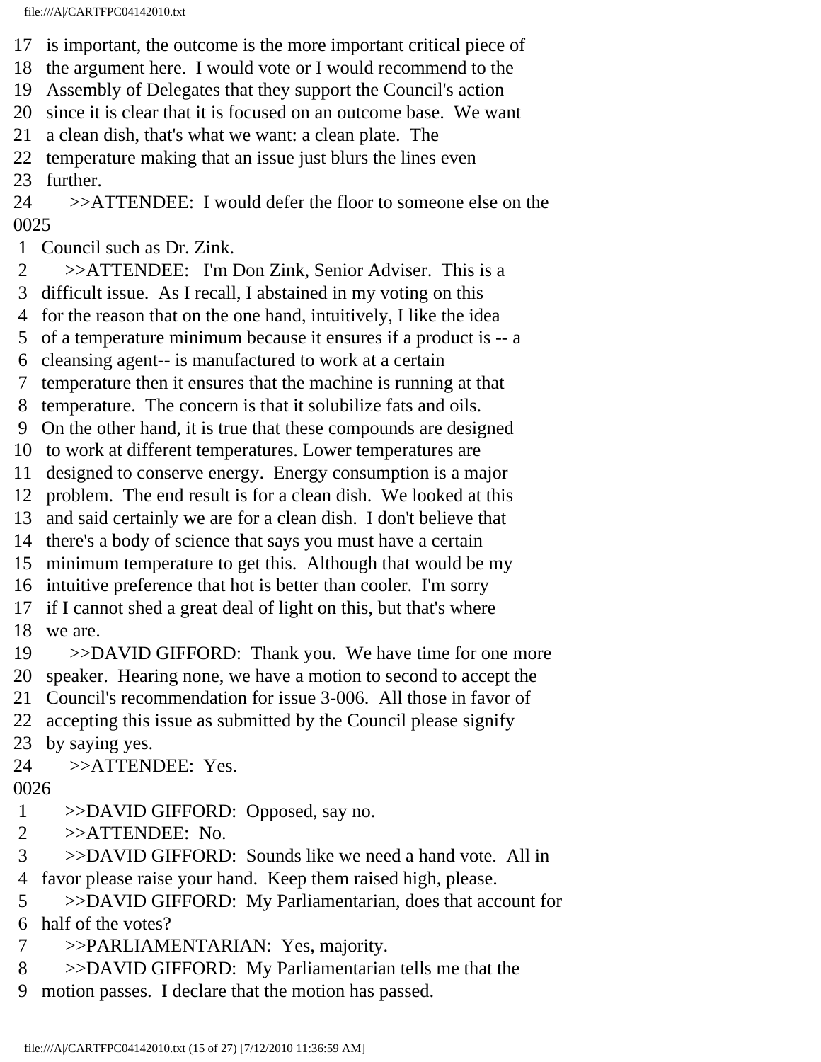17 is important, the outcome is the more important critical piece of
18 the argument here. I would vote or I would recommend to the
19 Assembly of Delegates that they support the Council's action
20 since it is clear that it is focused on an outcome base. We want
21 a clean dish, that's what we want: a clean plate. The
22 temperature making that an issue just blurs the lines even
23 further.
24 >>ATTENDEE: I would defer the floor to someone else on the
0025
1 Council such as Dr. Zink.
2 >>ATTENDEE: I'm Don Zink, Senior Adviser. This is a
3 difficult issue. As I recall, I abstained in my voting on this
4 for the reason that on the one hand, intuitively, I like the idea
5 of a temperature minimum because it ensures if a product is -- a
6 cleansing agent-- is manufactured to work at a certain
7 temperature then it ensures that the machine is running at that
8 temperature. The concern is that it solubilize fats and oils.
9 On the other hand, it is true that these compounds are designed
10 to work at different temperatures. Lower temperatures are
11 designed to conserve energy. Energy consumption is a major
12 problem. The end result is for a clean dish. We looked at this
13 and said certainly we are for a clean dish. I don't believe that
14 there's a body of science that says you must have a certain
15 minimum temperature to get this. Although that would be my
16 intuitive preference that hot is better than cooler. I'm sorry
17 if I cannot shed a great deal of light on this, but that's where
18 we are.
19 >>DAVID GIFFORD: Thank you. We have time for one more
20 speaker. Hearing none, we have a motion to second to accept the
21 Council's recommendation for issue 3-006. All those in favor of
22 accepting this issue as submitted by the Council please signify
23 by saying yes.
24 >>ATTENDEE: Yes.
0026
1 >>DAVID GIFFORD: Opposed, say no.
2 >>ATTENDEE: No.
3 >>DAVID GIFFORD: Sounds like we need a hand vote. All in
4 favor please raise your hand. Keep them raised high, please.
5 >>DAVID GIFFORD: My Parliamentarian, does that account for
6 half of the votes?
7 >>PARLIAMENTARIAN: Yes, majority.
8 >>DAVID GIFFORD: My Parliamentarian tells me that the
9 motion passes. I declare that the motion has passed.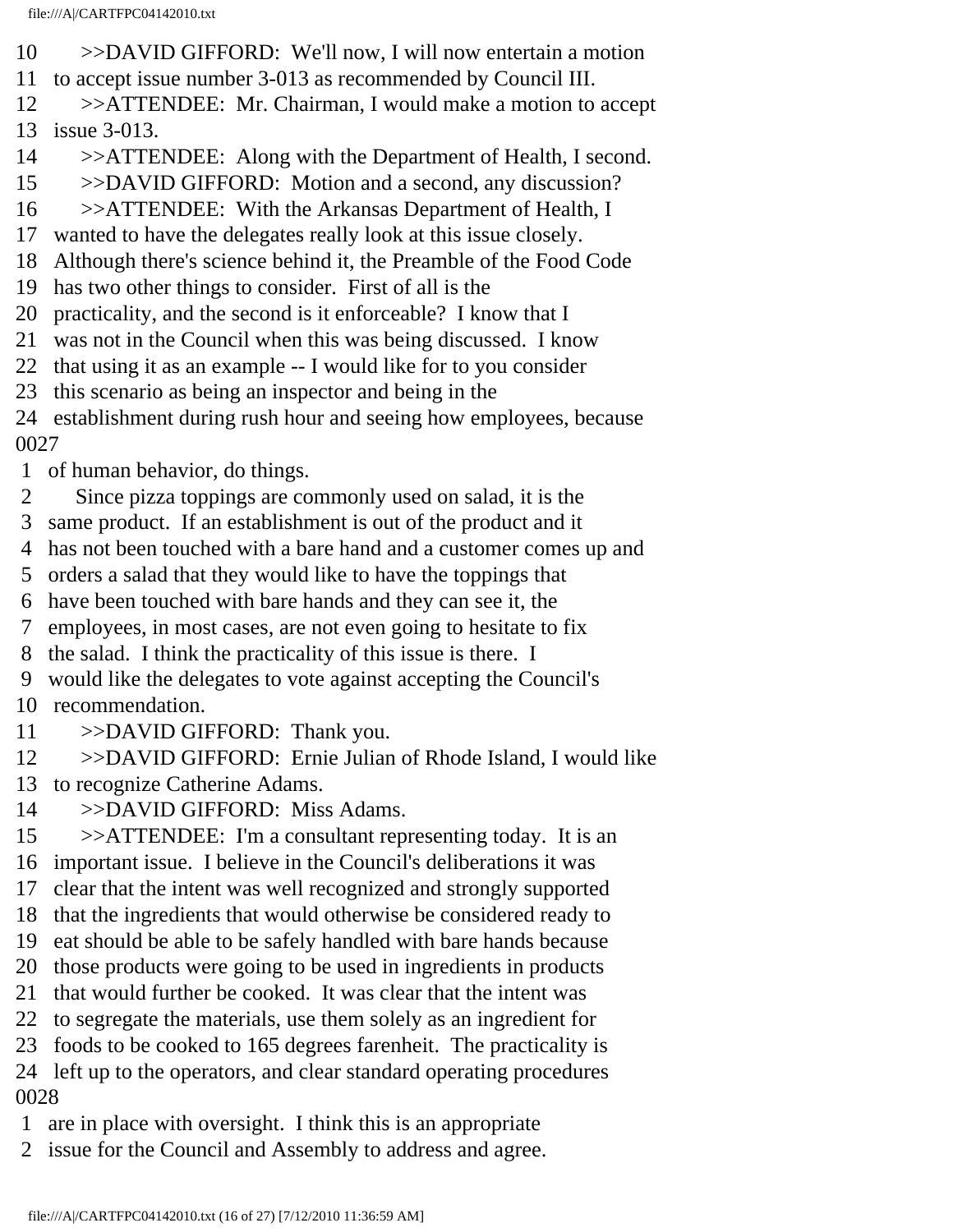10 >>DAVID GIFFORD: We'll now, I will now entertain a motion
11 to accept issue number 3-013 as recommended by Council III.
12 >>ATTENDEE: Mr. Chairman, I would make a motion to accept
13 issue 3-013.
14 >>ATTENDEE: Along with the Department of Health, I second.
15 >>DAVID GIFFORD: Motion and a second, any discussion?
16 >>ATTENDEE: With the Arkansas Department of Health, I
17 wanted to have the delegates really look at this issue closely.
18 Although there's science behind it, the Preamble of the Food Code
19 has two other things to consider. First of all is the
20 practicality, and the second is it enforceable? I know that I
21 was not in the Council when this was being discussed. I know
22 that using it as an example -- I would like for to you consider
23 this scenario as being an inspector and being in the
24 establishment during rush hour and seeing how employees, because
0027
1 of human behavior, do things.
2 Since pizza toppings are commonly used on salad, it is the
3 same product. If an establishment is out of the product and it
4 has not been touched with a bare hand and a customer comes up and
5 orders a salad that they would like to have the toppings that
6 have been touched with bare hands and they can see it, the
7 employees, in most cases, are not even going to hesitate to fix
8 the salad. I think the practicality of this issue is there. I
9 would like the delegates to vote against accepting the Council's
10 recommendation.
11 >>DAVID GIFFORD: Thank you.
12 >>DAVID GIFFORD: Ernie Julian of Rhode Island, I would like
13 to recognize Catherine Adams.
14 >>DAVID GIFFORD: Miss Adams.
15 >>ATTENDEE: I'm a consultant representing today. It is an
16 important issue. I believe in the Council's deliberations it was
17 clear that the intent was well recognized and strongly supported
18 that the ingredients that would otherwise be considered ready to
19 eat should be able to be safely handled with bare hands because
20 those products were going to be used in ingredients in products
21 that would further be cooked. It was clear that the intent was
22 to segregate the materials, use them solely as an ingredient for
23 foods to be cooked to 165 degrees farenheit. The practicality is
24 left up to the operators, and clear standard operating procedures
0028
1 are in place with oversight. I think this is an appropriate
2 issue for the Council and Assembly to address and agree.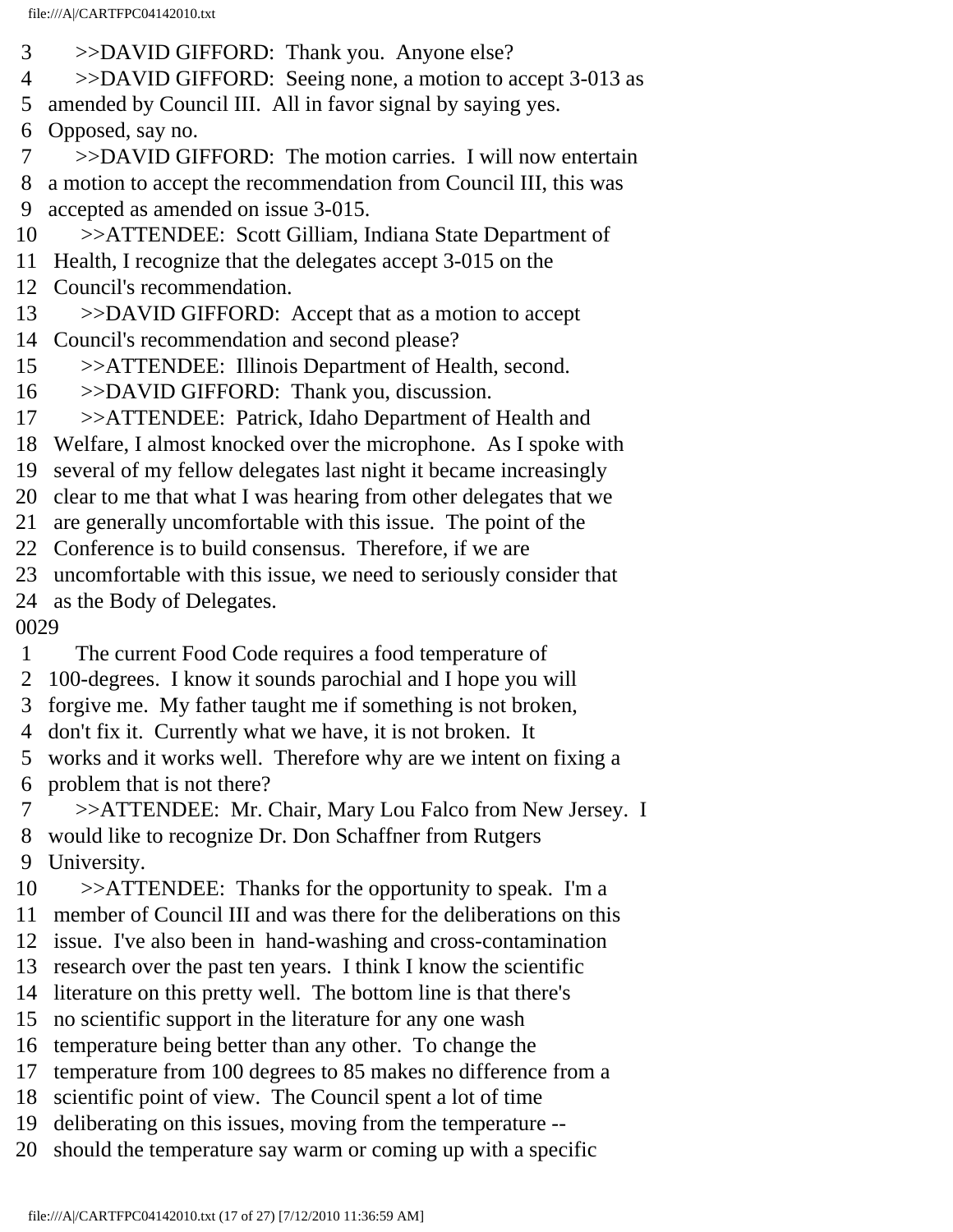3 >>DAVID GIFFORD: Thank you. Anyone else?
4 >>DAVID GIFFORD: Seeing none, a motion to accept 3-013 as
5 amended by Council III. All in favor signal by saying yes.
6 Opposed, say no.
7 >>DAVID GIFFORD: The motion carries. I will now entertain
8 a motion to accept the recommendation from Council III, this was
9 accepted as amended on issue 3-015.
10 >>ATTENDEE: Scott Gilliam, Indiana State Department of
11 Health, I recognize that the delegates accept 3-015 on the
12 Council's recommendation.
13 >>DAVID GIFFORD: Accept that as a motion to accept
14 Council's recommendation and second please?
15 >>ATTENDEE: Illinois Department of Health, second.
16 >>DAVID GIFFORD: Thank you, discussion.
17 >>ATTENDEE: Patrick, Idaho Department of Health and
18 Welfare, I almost knocked over the microphone. As I spoke with
19 several of my fellow delegates last night it became increasingly
20 clear to me that what I was hearing from other delegates that we
21 are generally uncomfortable with this issue. The point of the
22 Conference is to build consensus. Therefore, if we are
23 uncomfortable with this issue, we need to seriously consider that
24 as the Body of Delegates.
0029
1 The current Food Code requires a food temperature of
2 100-degrees. I know it sounds parochial and I hope you will
3 forgive me. My father taught me if something is not broken,
4 don't fix it. Currently what we have, it is not broken. It
5 works and it works well. Therefore why are we intent on fixing a
6 problem that is not there?
7 >>ATTENDEE: Mr. Chair, Mary Lou Falco from New Jersey. I
8 would like to recognize Dr. Don Schaffner from Rutgers
9 University.
10 >>ATTENDEE: Thanks for the opportunity to speak. I'm a
11 member of Council III and was there for the deliberations on this
12 issue. I've also been in hand-washing and cross-contamination
13 research over the past ten years. I think I know the scientific
14 literature on this pretty well. The bottom line is that there's
15 no scientific support in the literature for any one wash
16 temperature being better than any other. To change the
17 temperature from 100 degrees to 85 makes no difference from a
18 scientific point of view. The Council spent a lot of time
19 deliberating on this issues, moving from the temperature --
20 should the temperature say warm or coming up with a specific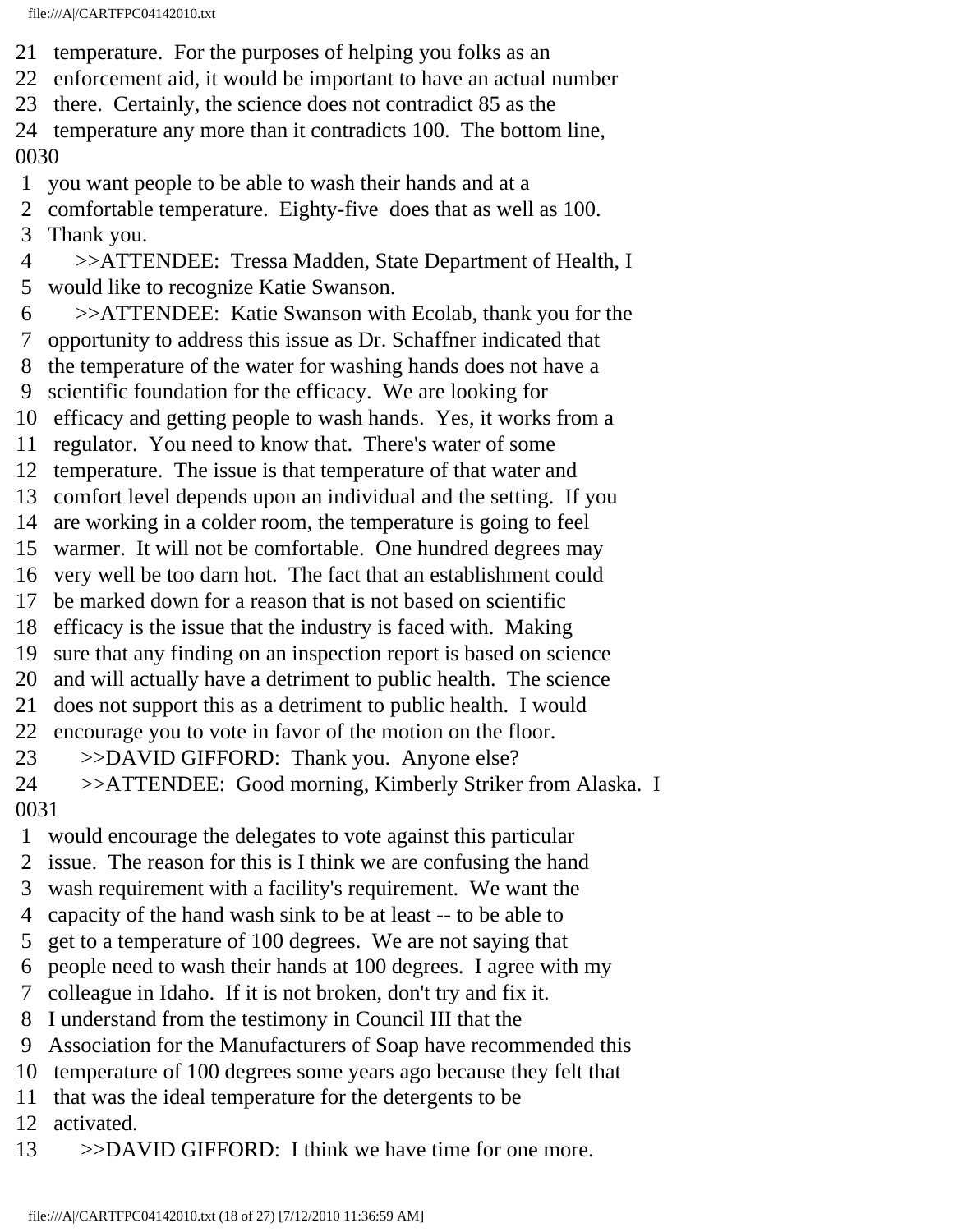21 temperature. For the purposes of helping you folks as an
22 enforcement aid, it would be important to have an actual number
23 there. Certainly, the science does not contradict 85 as the
24 temperature any more than it contradicts 100. The bottom line,
0030
1 you want people to be able to wash their hands and at a
2 comfortable temperature. Eighty-five does that as well as 100.
3 Thank you.
4 >>ATTENDEE: Tressa Madden, State Department of Health, I
5 would like to recognize Katie Swanson.
6 >>ATTENDEE: Katie Swanson with Ecolab, thank you for the
7 opportunity to address this issue as Dr. Schaffner indicated that
8 the temperature of the water for washing hands does not have a
9 scientific foundation for the efficacy. We are looking for
10 efficacy and getting people to wash hands. Yes, it works from a
11 regulator. You need to know that. There's water of some
12 temperature. The issue is that temperature of that water and
13 comfort level depends upon an individual and the setting. If you
14 are working in a colder room, the temperature is going to feel
15 warmer. It will not be comfortable. One hundred degrees may
16 very well be too darn hot. The fact that an establishment could
17 be marked down for a reason that is not based on scientific
18 efficacy is the issue that the industry is faced with. Making
19 sure that any finding on an inspection report is based on science
20 and will actually have a detriment to public health. The science
21 does not support this as a detriment to public health. I would
22 encourage you to vote in favor of the motion on the floor.
23 >>DAVID GIFFORD: Thank you. Anyone else?
24 >>ATTENDEE: Good morning, Kimberly Striker from Alaska. I
0031
1 would encourage the delegates to vote against this particular
2 issue. The reason for this is I think we are confusing the hand
3 wash requirement with a facility's requirement. We want the
4 capacity of the hand wash sink to be at least -- to be able to
5 get to a temperature of 100 degrees. We are not saying that
6 people need to wash their hands at 100 degrees. I agree with my
7 colleague in Idaho. If it is not broken, don't try and fix it.
8 I understand from the testimony in Council III that the
9 Association for the Manufacturers of Soap have recommended this
10 temperature of 100 degrees some years ago because they felt that
11 that was the ideal temperature for the detergents to be
12 activated.
13 >>DAVID GIFFORD: I think we have time for one more.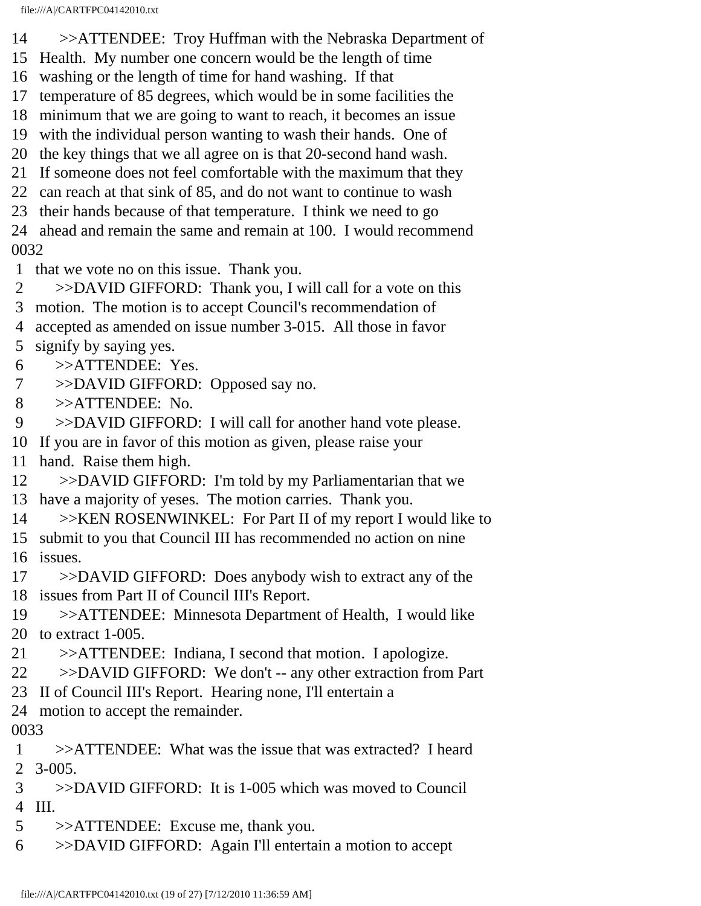14 >>ATTENDEE: Troy Huffman with the Nebraska Department of
15 Health. My number one concern would be the length of time
16 washing or the length of time for hand washing. If that
17 temperature of 85 degrees, which would be in some facilities the
18 minimum that we are going to want to reach, it becomes an issue
19 with the individual person wanting to wash their hands. One of
20 the key things that we all agree on is that 20-second hand wash.
21 If someone does not feel comfortable with the maximum that they
22 can reach at that sink of 85, and do not want to continue to wash
23 their hands because of that temperature. I think we need to go
24 ahead and remain the same and remain at 100. I would recommend
0032
1 that we vote no on this issue. Thank you.
2 >>DAVID GIFFORD: Thank you, I will call for a vote on this
3 motion. The motion is to accept Council's recommendation of
4 accepted as amended on issue number 3-015. All those in favor
5 signify by saying yes.
6 >>ATTENDEE: Yes.
7 >>DAVID GIFFORD: Opposed say no.
8 >>ATTENDEE: No.
9 >>DAVID GIFFORD: I will call for another hand vote please.
10 If you are in favor of this motion as given, please raise your
11 hand. Raise them high.
12 >>DAVID GIFFORD: I'm told by my Parliamentarian that we
13 have a majority of yeses. The motion carries. Thank you.
14 >>KEN ROSENWINKEL: For Part II of my report I would like to
15 submit to you that Council III has recommended no action on nine
16 issues.
17 >>DAVID GIFFORD: Does anybody wish to extract any of the
18 issues from Part II of Council III's Report.
19 >>ATTENDEE: Minnesota Department of Health, I would like
20 to extract 1-005.
21 >>ATTENDEE: Indiana, I second that motion. I apologize.
22 >>DAVID GIFFORD: We don't -- any other extraction from Part
23 II of Council III's Report. Hearing none, I'll entertain a
24 motion to accept the remainder.
0033
1 >>ATTENDEE: What was the issue that was extracted? I heard
2 3-005.
3 >>DAVID GIFFORD: It is 1-005 which was moved to Council
4 III.
5 >>ATTENDEE: Excuse me, thank you.
6 >>DAVID GIFFORD: Again I'll entertain a motion to accept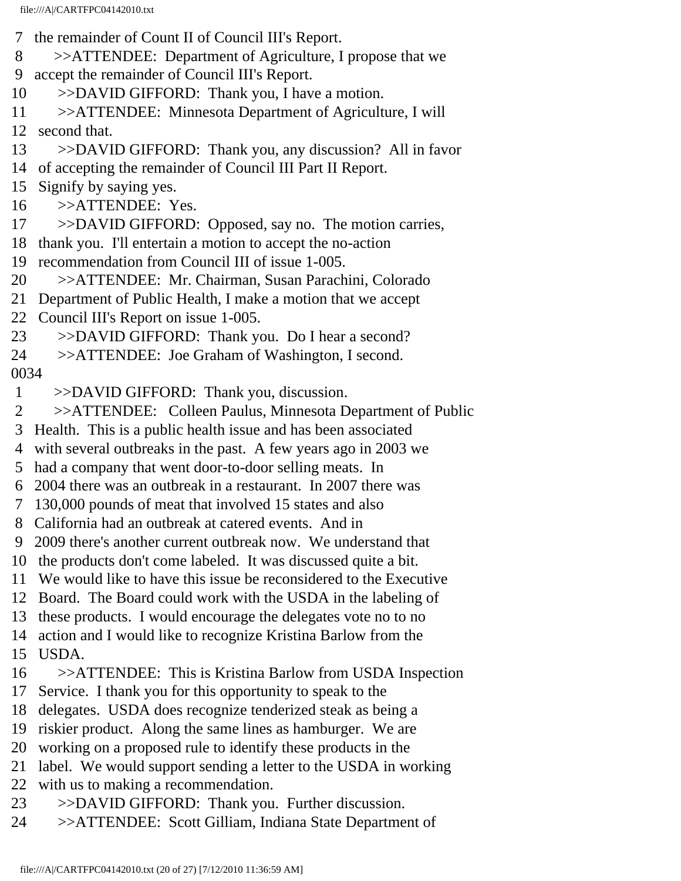7 the remainder of Count II of Council III's Report.
8 >>ATTENDEE: Department of Agriculture, I propose that we
9 accept the remainder of Council III's Report.
10 >>DAVID GIFFORD: Thank you, I have a motion.
11 >>ATTENDEE: Minnesota Department of Agriculture, I will
12 second that.
13 >>DAVID GIFFORD: Thank you, any discussion? All in favor
14 of accepting the remainder of Council III Part II Report.
15 Signify by saying yes.
16 >>ATTENDEE: Yes.
17 >>DAVID GIFFORD: Opposed, say no. The motion carries,
18 thank you. I'll entertain a motion to accept the no-action
19 recommendation from Council III of issue 1-005.
20 >>ATTENDEE: Mr. Chairman, Susan Parachini, Colorado
21 Department of Public Health, I make a motion that we accept
22 Council III's Report on issue 1-005.
23 >>DAVID GIFFORD: Thank you. Do I hear a second?
24 >>ATTENDEE: Joe Graham of Washington, I second.
0034
1 >>DAVID GIFFORD: Thank you, discussion.
2 >>ATTENDEE: Colleen Paulus, Minnesota Department of Public
3 Health. This is a public health issue and has been associated
4 with several outbreaks in the past. A few years ago in 2003 we
5 had a company that went door-to-door selling meats. In
6 2004 there was an outbreak in a restaurant. In 2007 there was
7 130,000 pounds of meat that involved 15 states and also
8 California had an outbreak at catered events. And in
9 2009 there's another current outbreak now. We understand that
10 the products don't come labeled. It was discussed quite a bit.
11 We would like to have this issue be reconsidered to the Executive
12 Board. The Board could work with the USDA in the labeling of
13 these products. I would encourage the delegates vote no to no
14 action and I would like to recognize Kristina Barlow from the
15 USDA.
16 >>ATTENDEE: This is Kristina Barlow from USDA Inspection
17 Service. I thank you for this opportunity to speak to the
18 delegates. USDA does recognize tenderized steak as being a
19 riskier product. Along the same lines as hamburger. We are
20 working on a proposed rule to identify these products in the
21 label. We would support sending a letter to the USDA in working
22 with us to making a recommendation.
23 >>DAVID GIFFORD: Thank you. Further discussion.
24 >>ATTENDEE: Scott Gilliam, Indiana State Department of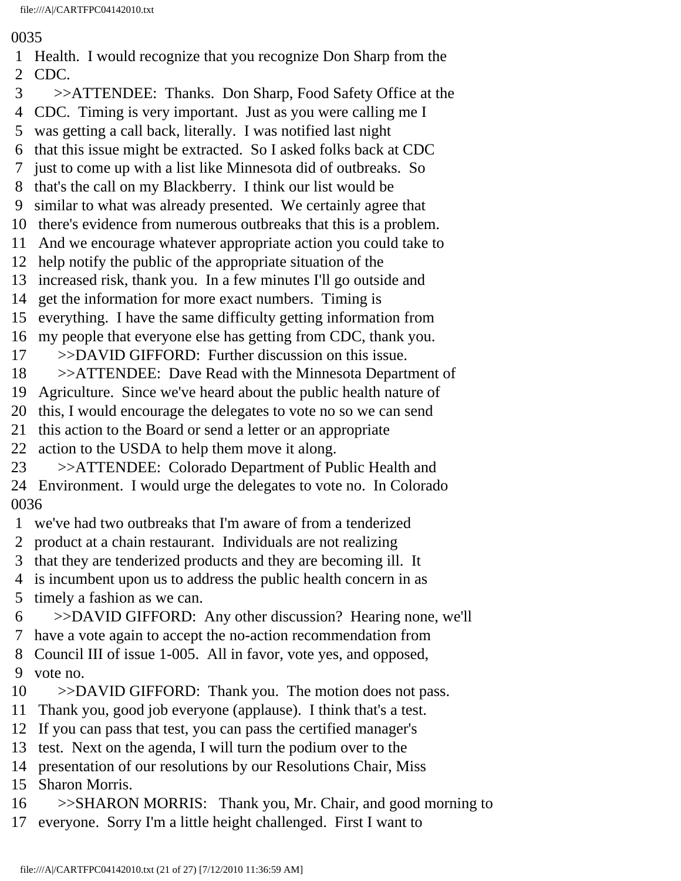0035

1 Health. I would recognize that you recognize Don Sharp from the
2 CDC.
3 >>ATTENDEE: Thanks. Don Sharp, Food Safety Office at the
4 CDC. Timing is very important. Just as you were calling me I
5 was getting a call back, literally. I was notified last night
6 that this issue might be extracted. So I asked folks back at CDC
7 just to come up with a list like Minnesota did of outbreaks. So
8 that's the call on my Blackberry. I think our list would be
9 similar to what was already presented. We certainly agree that
10 there's evidence from numerous outbreaks that this is a problem.
11 And we encourage whatever appropriate action you could take to
12 help notify the public of the appropriate situation of the
13 increased risk, thank you. In a few minutes I'll go outside and
14 get the information for more exact numbers. Timing is
15 everything. I have the same difficulty getting information from
16 my people that everyone else has getting from CDC, thank you.
17 >>DAVID GIFFORD: Further discussion on this issue.
18 >>ATTENDEE: Dave Read with the Minnesota Department of
19 Agriculture. Since we've heard about the public health nature of
20 this, I would encourage the delegates to vote no so we can send
21 this action to the Board or send a letter or an appropriate
22 action to the USDA to help them move it along.
23 >>ATTENDEE: Colorado Department of Public Health and
24 Environment. I would urge the delegates to vote no. In Colorado

0036

1 we've had two outbreaks that I'm aware of from a tenderized
2 product at a chain restaurant. Individuals are not realizing
3 that they are tenderized products and they are becoming ill. It
4 is incumbent upon us to address the public health concern in as
5 timely a fashion as we can.
6 >>DAVID GIFFORD: Any other discussion? Hearing none, we'll
7 have a vote again to accept the no-action recommendation from
8 Council III of issue 1-005. All in favor, vote yes, and opposed,
9 vote no.
10 >>DAVID GIFFORD: Thank you. The motion does not pass.
11 Thank you, good job everyone (applause). I think that's a test.
12 If you can pass that test, you can pass the certified manager's
13 test. Next on the agenda, I will turn the podium over to the
14 presentation of our resolutions by our Resolutions Chair, Miss
15 Sharon Morris.
16 >>SHARON MORRIS: Thank you, Mr. Chair, and good morning to
17 everyone. Sorry I'm a little height challenged. First I want to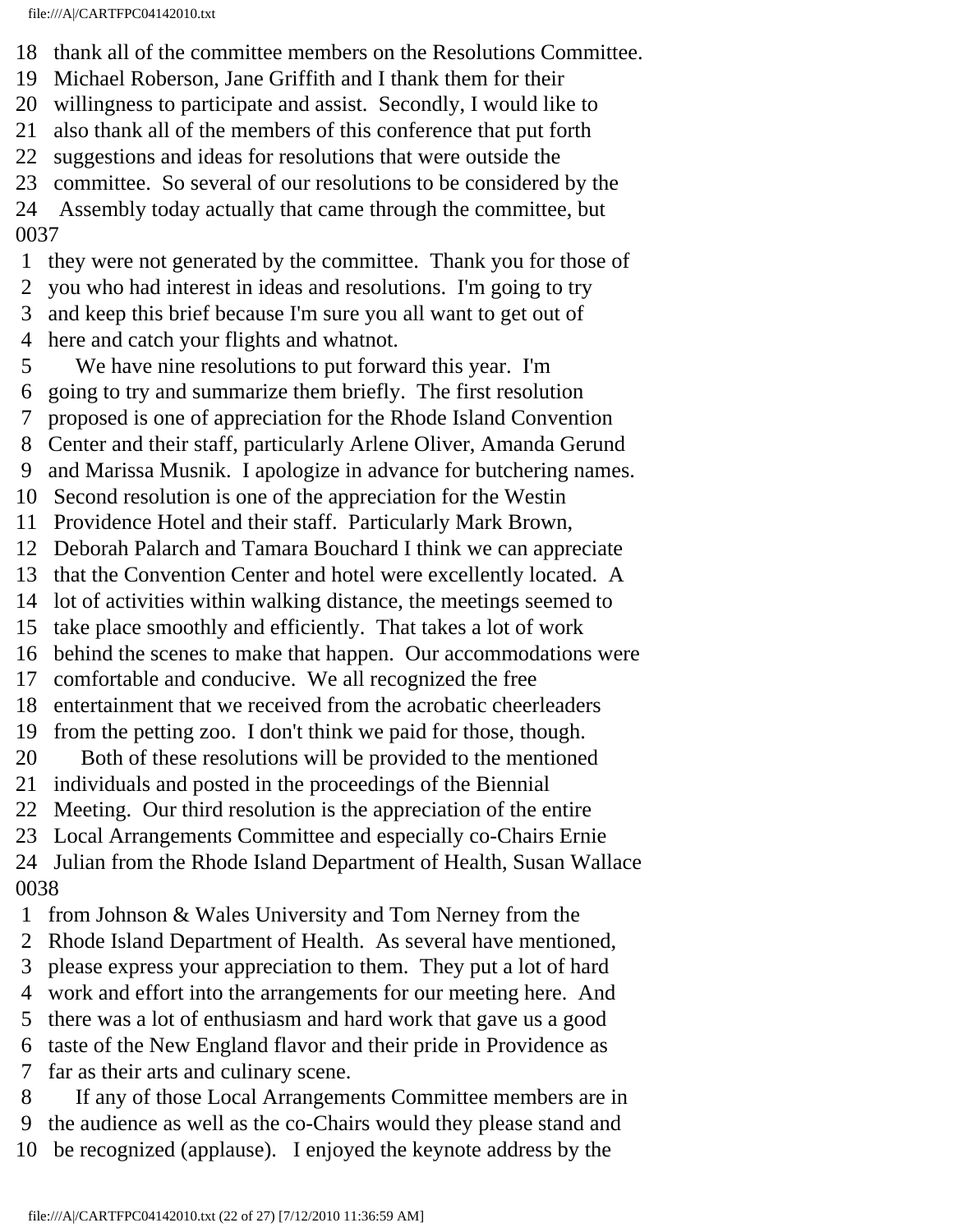18 thank all of the committee members on the Resolutions Committee.
19 Michael Roberson, Jane Griffith and I thank them for their
20 willingness to participate and assist. Secondly, I would like to
21 also thank all of the members of this conference that put forth
22 suggestions and ideas for resolutions that were outside the
23 committee. So several of our resolutions to be considered by the
24 Assembly today actually that came through the committee, but
0037
1 they were not generated by the committee. Thank you for those of
2 you who had interest in ideas and resolutions. I'm going to try
3 and keep this brief because I'm sure you all want to get out of
4 here and catch your flights and whatnot.
5 We have nine resolutions to put forward this year. I'm
6 going to try and summarize them briefly. The first resolution
7 proposed is one of appreciation for the Rhode Island Convention
8 Center and their staff, particularly Arlene Oliver, Amanda Gerund
9 and Marissa Musnik. I apologize in advance for butchering names.
10 Second resolution is one of the appreciation for the Westin
11 Providence Hotel and their staff. Particularly Mark Brown,
12 Deborah Palarch and Tamara Bouchard I think we can appreciate
13 that the Convention Center and hotel were excellently located. A
14 lot of activities within walking distance, the meetings seemed to
15 take place smoothly and efficiently. That takes a lot of work
16 behind the scenes to make that happen. Our accommodations were
17 comfortable and conducive. We all recognized the free
18 entertainment that we received from the acrobatic cheerleaders
19 from the petting zoo. I don't think we paid for those, though.
20 Both of these resolutions will be provided to the mentioned
21 individuals and posted in the proceedings of the Biennial
22 Meeting. Our third resolution is the appreciation of the entire
23 Local Arrangements Committee and especially co-Chairs Ernie
24 Julian from the Rhode Island Department of Health, Susan Wallace
0038
1 from Johnson & Wales University and Tom Nerney from the
2 Rhode Island Department of Health. As several have mentioned,
3 please express your appreciation to them. They put a lot of hard
4 work and effort into the arrangements for our meeting here. And
5 there was a lot of enthusiasm and hard work that gave us a good
6 taste of the New England flavor and their pride in Providence as
7 far as their arts and culinary scene.
8 If any of those Local Arrangements Committee members are in
9 the audience as well as the co-Chairs would they please stand and
10 be recognized (applause). I enjoyed the keynote address by the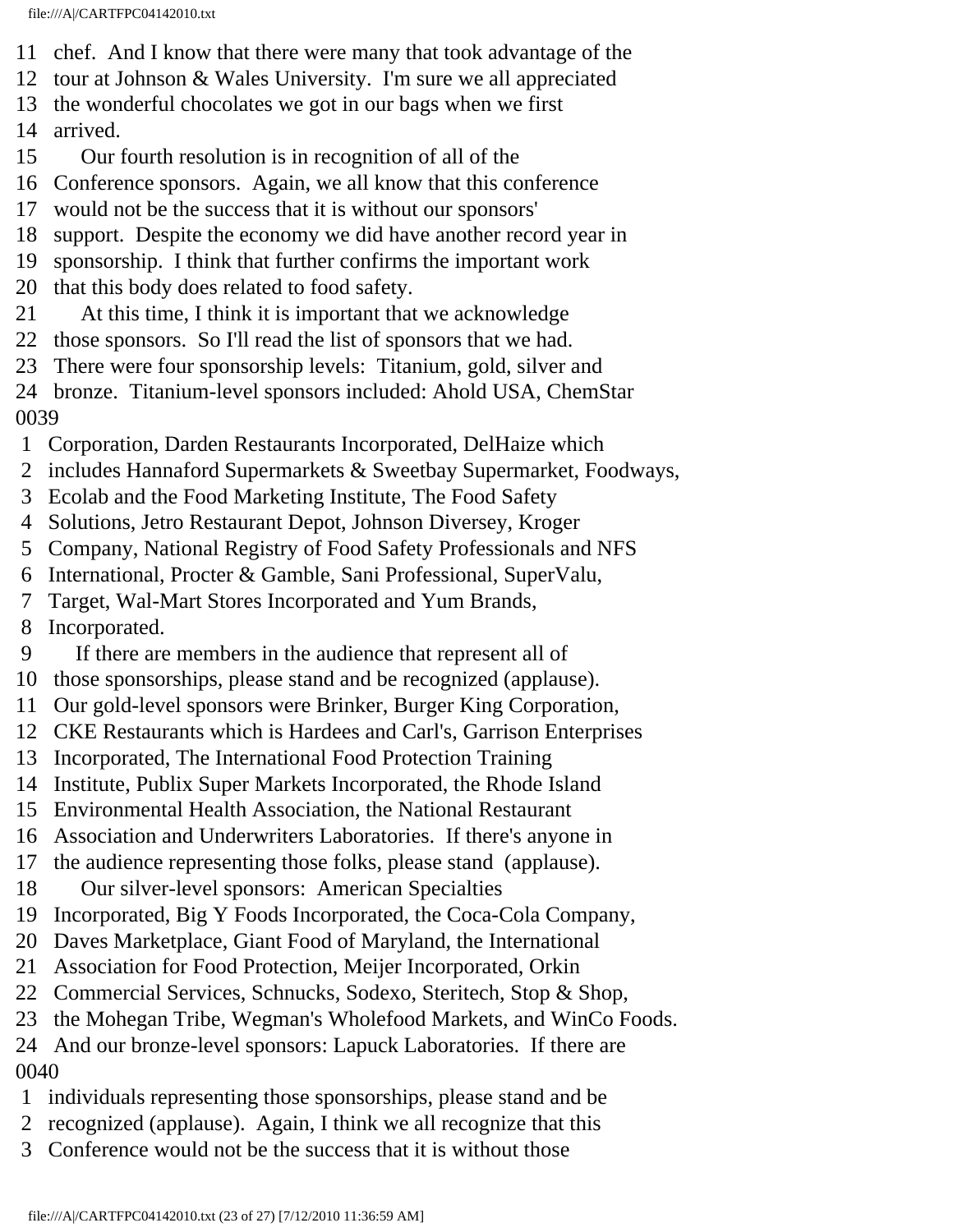11 chef. And I know that there were many that took advantage of the
12 tour at Johnson & Wales University. I'm sure we all appreciated
13 the wonderful chocolates we got in our bags when we first
14 arrived.
15 Our fourth resolution is in recognition of all of the
16 Conference sponsors. Again, we all know that this conference
17 would not be the success that it is without our sponsors'
18 support. Despite the economy we did have another record year in
19 sponsorship. I think that further confirms the important work
20 that this body does related to food safety.
21 At this time, I think it is important that we acknowledge
22 those sponsors. So I'll read the list of sponsors that we had.
23 There were four sponsorship levels: Titanium, gold, silver and
24 bronze. Titanium-level sponsors included: Ahold USA, ChemStar
0039
1 Corporation, Darden Restaurants Incorporated, DelHaize which
2 includes Hannaford Supermarkets & Sweetbay Supermarket, Foodways,
3 Ecolab and the Food Marketing Institute, The Food Safety
4 Solutions, Jetro Restaurant Depot, Johnson Diversey, Kroger
5 Company, National Registry of Food Safety Professionals and NFS
6 International, Procter & Gamble, Sani Professional, SuperValu,
7 Target, Wal-Mart Stores Incorporated and Yum Brands,
8 Incorporated.
9 If there are members in the audience that represent all of
10 those sponsorships, please stand and be recognized (applause).
11 Our gold-level sponsors were Brinker, Burger King Corporation,
12 CKE Restaurants which is Hardees and Carl's, Garrison Enterprises
13 Incorporated, The International Food Protection Training
14 Institute, Publix Super Markets Incorporated, the Rhode Island
15 Environmental Health Association, the National Restaurant
16 Association and Underwriters Laboratories. If there's anyone in
17 the audience representing those folks, please stand (applause).
18 Our silver-level sponsors: American Specialties
19 Incorporated, Big Y Foods Incorporated, the Coca-Cola Company,
20 Daves Marketplace, Giant Food of Maryland, the International
21 Association for Food Protection, Meijer Incorporated, Orkin
22 Commercial Services, Schnucks, Sodexo, Steritech, Stop & Shop,
23 the Mohegan Tribe, Wegman's Wholefood Markets, and WinCo Foods.
24 And our bronze-level sponsors: Lapuck Laboratories. If there are
0040
1 individuals representing those sponsorships, please stand and be
2 recognized (applause). Again, I think we all recognize that this
3 Conference would not be the success that it is without those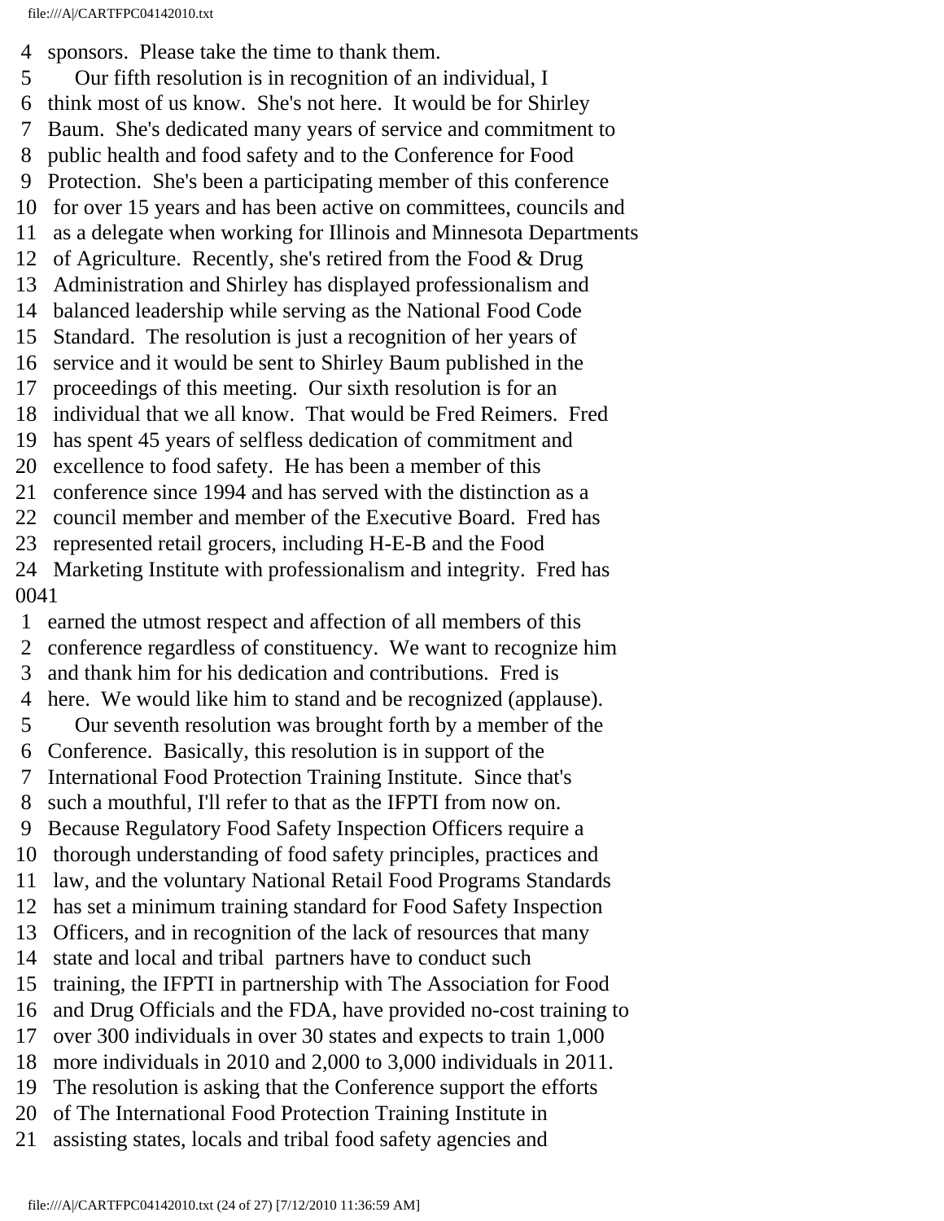4 sponsors. Please take the time to thank them.
5 Our fifth resolution is in recognition of an individual, I
6 think most of us know. She's not here. It would be for Shirley
7 Baum. She's dedicated many years of service and commitment to
8 public health and food safety and to the Conference for Food
9 Protection. She's been a participating member of this conference
10 for over 15 years and has been active on committees, councils and
11 as a delegate when working for Illinois and Minnesota Departments
12 of Agriculture. Recently, she's retired from the Food & Drug
13 Administration and Shirley has displayed professionalism and
14 balanced leadership while serving as the National Food Code
15 Standard. The resolution is just a recognition of her years of
16 service and it would be sent to Shirley Baum published in the
17 proceedings of this meeting. Our sixth resolution is for an
18 individual that we all know. That would be Fred Reimers. Fred
19 has spent 45 years of selfless dedication of commitment and
20 excellence to food safety. He has been a member of this
21 conference since 1994 and has served with the distinction as a
22 council member and member of the Executive Board. Fred has
23 represented retail grocers, including H-E-B and the Food
24 Marketing Institute with professionalism and integrity. Fred has
0041
1 earned the utmost respect and affection of all members of this
2 conference regardless of constituency. We want to recognize him
3 and thank him for his dedication and contributions. Fred is
4 here. We would like him to stand and be recognized (applause).
5 Our seventh resolution was brought forth by a member of the
6 Conference. Basically, this resolution is in support of the
7 International Food Protection Training Institute. Since that's
8 such a mouthful, I'll refer to that as the IFPTI from now on.
9 Because Regulatory Food Safety Inspection Officers require a
10 thorough understanding of food safety principles, practices and
11 law, and the voluntary National Retail Food Programs Standards
12 has set a minimum training standard for Food Safety Inspection
13 Officers, and in recognition of the lack of resources that many
14 state and local and tribal partners have to conduct such
15 training, the IFPTI in partnership with The Association for Food
16 and Drug Officials and the FDA, have provided no-cost training to
17 over 300 individuals in over 30 states and expects to train 1,000
18 more individuals in 2010 and 2,000 to 3,000 individuals in 2011.
19 The resolution is asking that the Conference support the efforts
20 of The International Food Protection Training Institute in
21 assisting states, locals and tribal food safety agencies and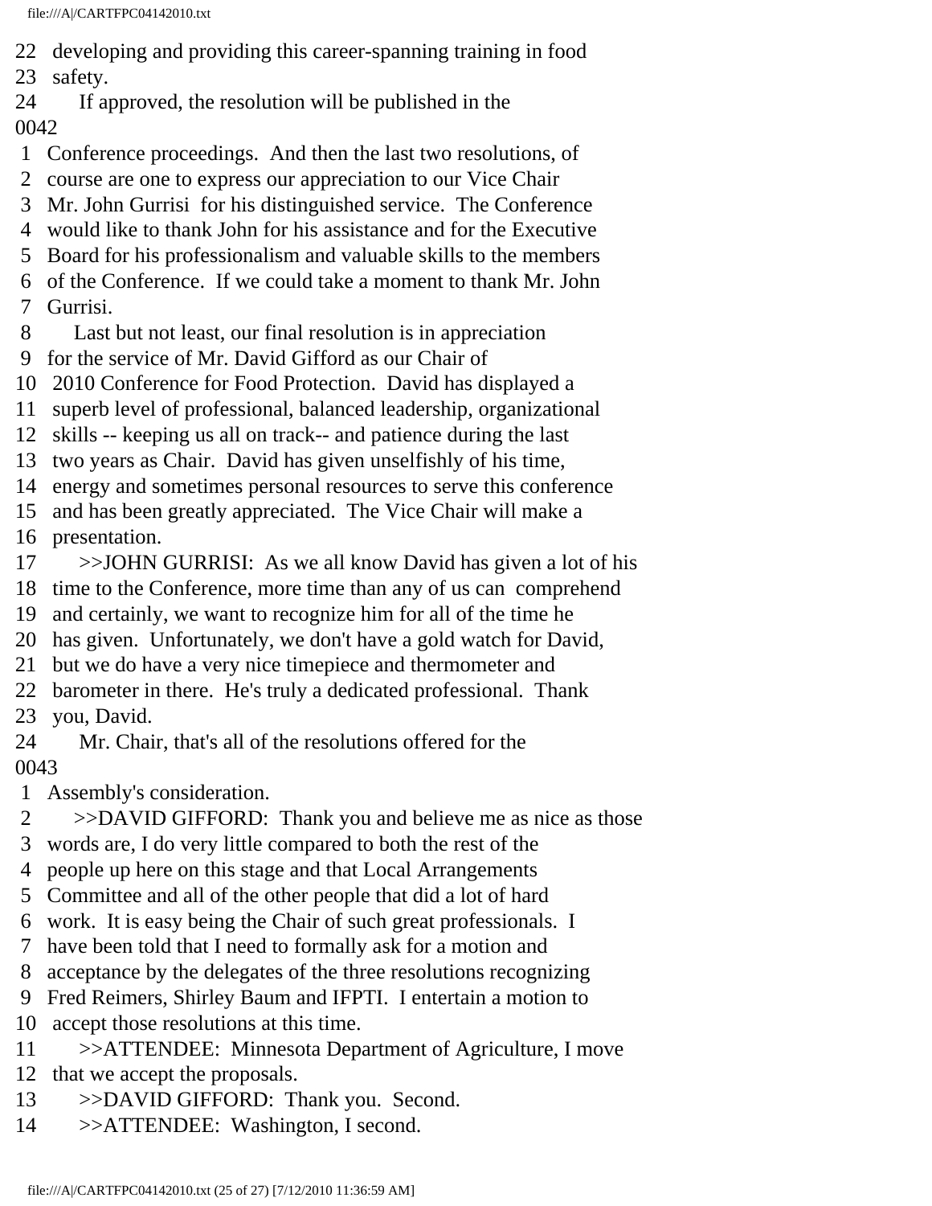22 developing and providing this career-spanning training in food
23 safety.
24 If approved, the resolution will be published in the
0042
1 Conference proceedings. And then the last two resolutions, of
2 course are one to express our appreciation to our Vice Chair
3 Mr. John Gurrisi for his distinguished service. The Conference
4 would like to thank John for his assistance and for the Executive
5 Board for his professionalism and valuable skills to the members
6 of the Conference. If we could take a moment to thank Mr. John
7 Gurrisi.
8 Last but not least, our final resolution is in appreciation
9 for the service of Mr. David Gifford as our Chair of
10 2010 Conference for Food Protection. David has displayed a
11 superb level of professional, balanced leadership, organizational
12 skills -- keeping us all on track-- and patience during the last
13 two years as Chair. David has given unselfishly of his time,
14 energy and sometimes personal resources to serve this conference
15 and has been greatly appreciated. The Vice Chair will make a
16 presentation.
17 >>JOHN GURRISI: As we all know David has given a lot of his
18 time to the Conference, more time than any of us can comprehend
19 and certainly, we want to recognize him for all of the time he
20 has given. Unfortunately, we don't have a gold watch for David,
21 but we do have a very nice timepiece and thermometer and
22 barometer in there. He's truly a dedicated professional. Thank
23 you, David.
24 Mr. Chair, that's all of the resolutions offered for the
0043
1 Assembly's consideration.
2 >>DAVID GIFFORD: Thank you and believe me as nice as those
3 words are, I do very little compared to both the rest of the
4 people up here on this stage and that Local Arrangements
5 Committee and all of the other people that did a lot of hard
6 work. It is easy being the Chair of such great professionals. I
7 have been told that I need to formally ask for a motion and
8 acceptance by the delegates of the three resolutions recognizing
9 Fred Reimers, Shirley Baum and IFPTI. I entertain a motion to
10 accept those resolutions at this time.
11 >>ATTENDEE: Minnesota Department of Agriculture, I move
12 that we accept the proposals.
13 >>DAVID GIFFORD: Thank you. Second.
14 >>ATTENDEE: Washington, I second.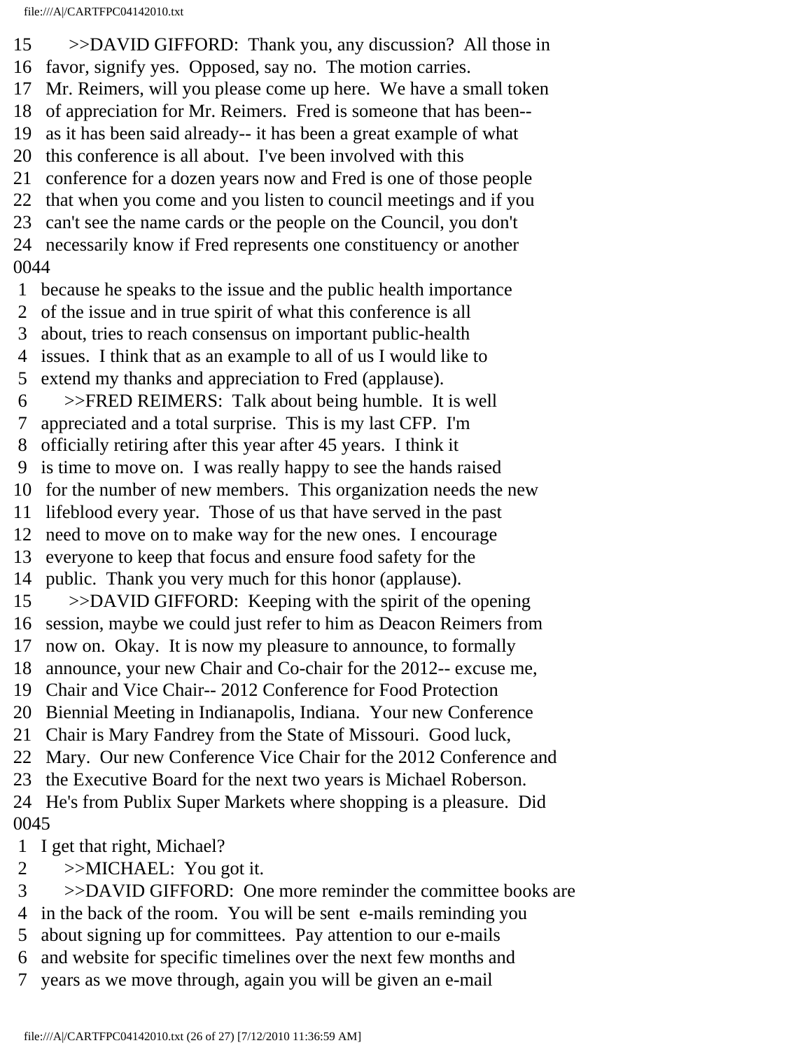15 >>DAVID GIFFORD: Thank you, any discussion? All those in
16 favor, signify yes. Opposed, say no. The motion carries.
17 Mr. Reimers, will you please come up here. We have a small token
18 of appreciation for Mr. Reimers. Fred is someone that has been--
19 as it has been said already-- it has been a great example of what
20 this conference is all about. I've been involved with this
21 conference for a dozen years now and Fred is one of those people
22 that when you come and you listen to council meetings and if you
23 can't see the name cards or the people on the Council, you don't
24 necessarily know if Fred represents one constituency or another
0044
1 because he speaks to the issue and the public health importance
2 of the issue and in true spirit of what this conference is all
3 about, tries to reach consensus on important public-health
4 issues. I think that as an example to all of us I would like to
5 extend my thanks and appreciation to Fred (applause).
6 >>FRED REIMERS: Talk about being humble. It is well
7 appreciated and a total surprise. This is my last CFP. I'm
8 officially retiring after this year after 45 years. I think it
9 is time to move on. I was really happy to see the hands raised
10 for the number of new members. This organization needs the new
11 lifeblood every year. Those of us that have served in the past
12 need to move on to make way for the new ones. I encourage
13 everyone to keep that focus and ensure food safety for the
14 public. Thank you very much for this honor (applause).
15 >>DAVID GIFFORD: Keeping with the spirit of the opening
16 session, maybe we could just refer to him as Deacon Reimers from
17 now on. Okay. It is now my pleasure to announce, to formally
18 announce, your new Chair and Co-chair for the 2012-- excuse me,
19 Chair and Vice Chair-- 2012 Conference for Food Protection
20 Biennial Meeting in Indianapolis, Indiana. Your new Conference
21 Chair is Mary Fandrey from the State of Missouri. Good luck,
22 Mary. Our new Conference Vice Chair for the 2012 Conference and
23 the Executive Board for the next two years is Michael Roberson.
24 He's from Publix Super Markets where shopping is a pleasure. Did
0045
1 I get that right, Michael?
2 >>MICHAEL: You got it.
3 >>DAVID GIFFORD: One more reminder the committee books are
4 in the back of the room. You will be sent e-mails reminding you
5 about signing up for committees. Pay attention to our e-mails
6 and website for specific timelines over the next few months and
7 years as we move through, again you will be given an e-mail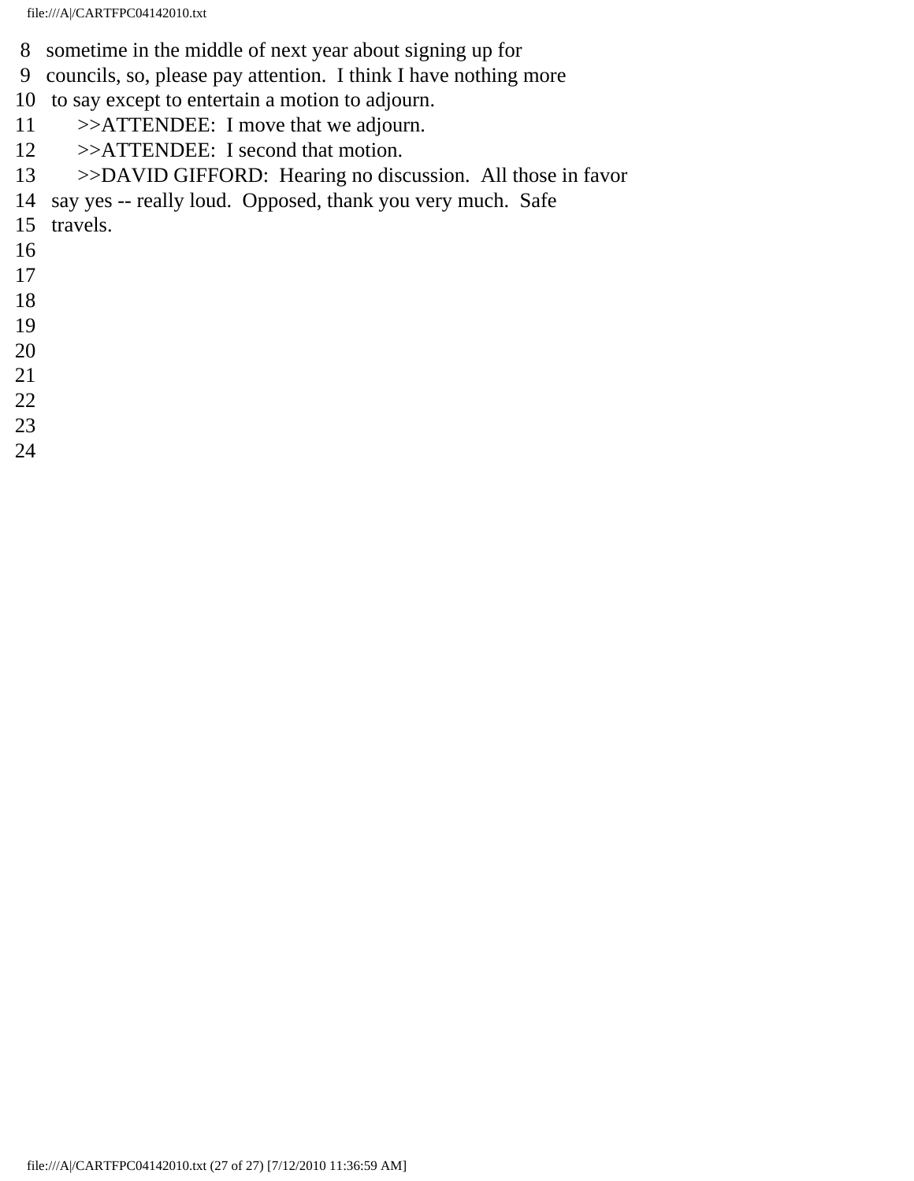sometime in the middle of next year about signing up for councils, so, please pay attention. I think I have nothing more to say except to entertain a motion to adjourn.

>>ATTENDEE: I move that we adjourn.

>>ATTENDEE: I second that motion.

>>DAVID GIFFORD: Hearing no discussion. All those in favor say yes -- really loud. Opposed, thank you very much. Safe travels.